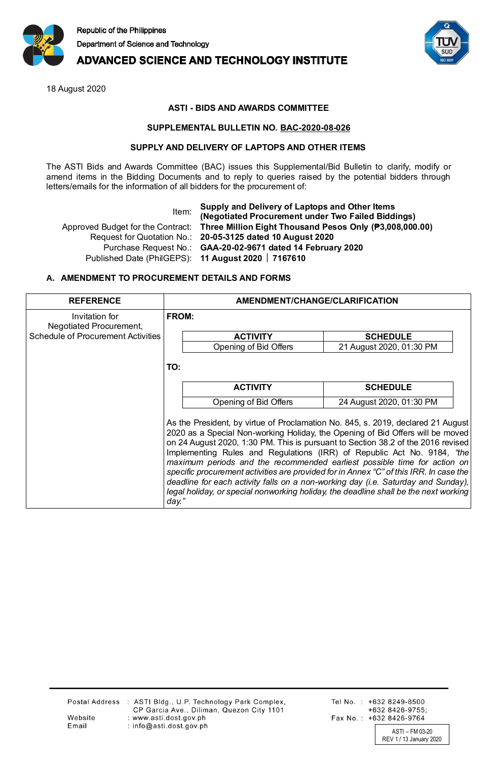Republic of the Philippines
Department of Science and Technology
**ADVANCED SCIENCE AND TECHNOLOGY INSTITUTE**

18 August 2020

**ASTI - BIDS AND AWARDS COMMITTEE**

**SUPPLEMENTAL BULLETIN NO. BAC-2020-08-026**

**SUPPLY AND DELIVERY OF LAPTOPS AND OTHER ITEMS**

The ASTI Bids and Awards Committee (BAC) issues this Supplemental/Bid Bulletin to clarify, modify or amend items in the Bidding Documents and to reply to queries raised by the potential bidders through letters/emails for the information of all bidders for the procurement of:

| | |
|---|---|
| Item: | **Supply and Delivery of Laptops and Other Items (Negotiated Procurement under Two Failed Biddings)** |
| Approved Budget for the Contract: | **Three Million Eight Thousand Pesos Only (₱3,008,000.00)** |
| Request for Quotation No.: | **20-05-3125 dated 10 August 2020** |
| Purchase Request No.: | **GAA-20-02-9671 dated 14 February 2020** |
| Published Date (PhilGEPS): | **11 August 2020 │ 7167610** |

## A. AMENDMENT TO PROCUREMENT DETAILS AND FORMS

| REFERENCE | AMENDMENT/CHANGE/CLARIFICATION |
|---|---|
| Invitation for Negotiated Procurement, Schedule of Procurement Activities | **FROM:**<br><br>**ACTIVITY**: Opening of Bid Offers — **SCHEDULE**: 21 August 2020, 01:30 PM<br><br>**TO:**<br><br>**ACTIVITY**: Opening of Bid Offers — **SCHEDULE**: 24 August 2020, 01:30 PM<br><br>As the President, by virtue of Proclamation No. 845, s. 2019, declared 21 August 2020 as a Special Non-working Holiday, the Opening of Bid Offers will be moved on 24 August 2020, 1:30 PM. This is pursuant to Section 38.2 of the 2016 revised Implementing Rules and Regulations (IRR) of Republic Act No. 9184, *"the maximum periods and the recommended earliest possible time for action on specific procurement activities are provided for in Annex "C" of this IRR. In case the deadline for each activity falls on a non-working day (i.e. Saturday and Sunday), legal holiday, or special nonworking holiday, the deadline shall be the next working day."* |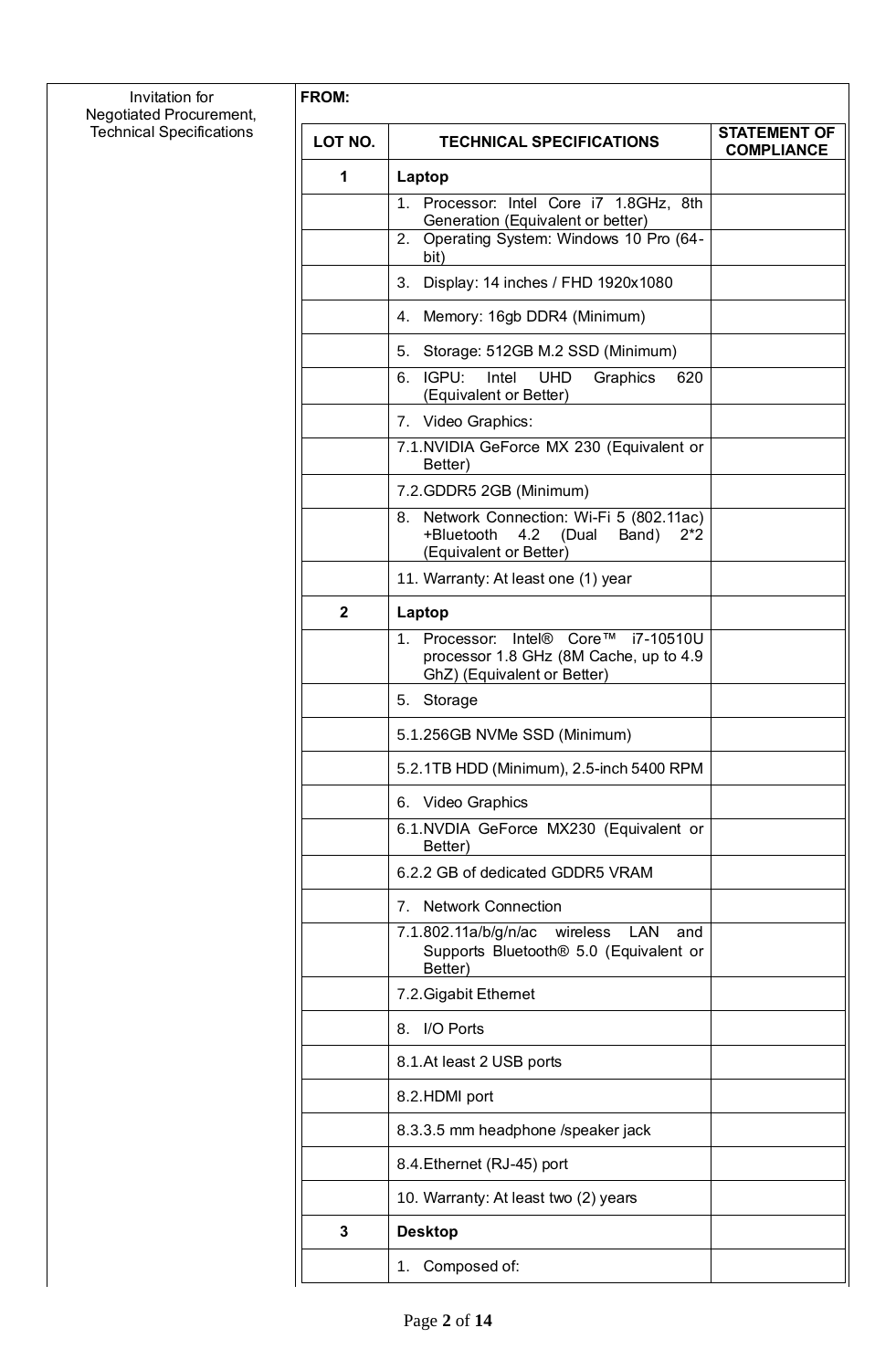Invitation for Negotiated Procurement, Technical Specifications

**FROM:**

| LOT NO. | TECHNICAL SPECIFICATIONS | STATEMENT OF COMPLIANCE |
|---|---|---|
| **1** | **Laptop** | |
| | 1. Processor: Intel Core i7 1.8GHz, 8th Generation (Equivalent or better) | |
| | 2. Operating System: Windows 10 Pro (64-bit) | |
| | 3. Display: 14 inches / FHD 1920x1080 | |
| | 4. Memory: 16gb DDR4 (Minimum) | |
| | 5. Storage: 512GB M.2 SSD (Minimum) | |
| | 6. IGPU: Intel UHD Graphics 620 (Equivalent or Better) | |
| | 7. Video Graphics: | |
| | 7.1.NVIDIA GeForce MX 230 (Equivalent or Better) | |
| | 7.2.GDDR5 2GB (Minimum) | |
| | 8. Network Connection: Wi-Fi 5 (802.11ac) +Bluetooth 4.2 (Dual Band) 2*2 (Equivalent or Better) | |
| | 11. Warranty: At least one (1) year | |
| **2** | **Laptop** | |
| | 1. Processor: Intel® Core™ i7-10510U processor 1.8 GHz (8M Cache, up to 4.9 GhZ) (Equivalent or Better) | |
| | 5. Storage | |
| | 5.1.256GB NVMe SSD (Minimum) | |
| | 5.2.1TB HDD (Minimum), 2.5-inch 5400 RPM | |
| | 6. Video Graphics | |
| | 6.1.NVDIA GeForce MX230 (Equivalent or Better) | |
| | 6.2.2 GB of dedicated GDDR5 VRAM | |
| | 7. Network Connection | |
| | 7.1.802.11a/b/g/n/ac wireless LAN and Supports Bluetooth® 5.0 (Equivalent or Better) | |
| | 7.2.Gigabit Ethernet | |
| | 8. I/O Ports | |
| | 8.1.At least 2 USB ports | |
| | 8.2.HDMI port | |
| | 8.3.3.5 mm headphone /speaker jack | |
| | 8.4.Ethernet (RJ-45) port | |
| | 10. Warranty: At least two (2) years | |
| **3** | **Desktop** | |
| | 1. Composed of: | |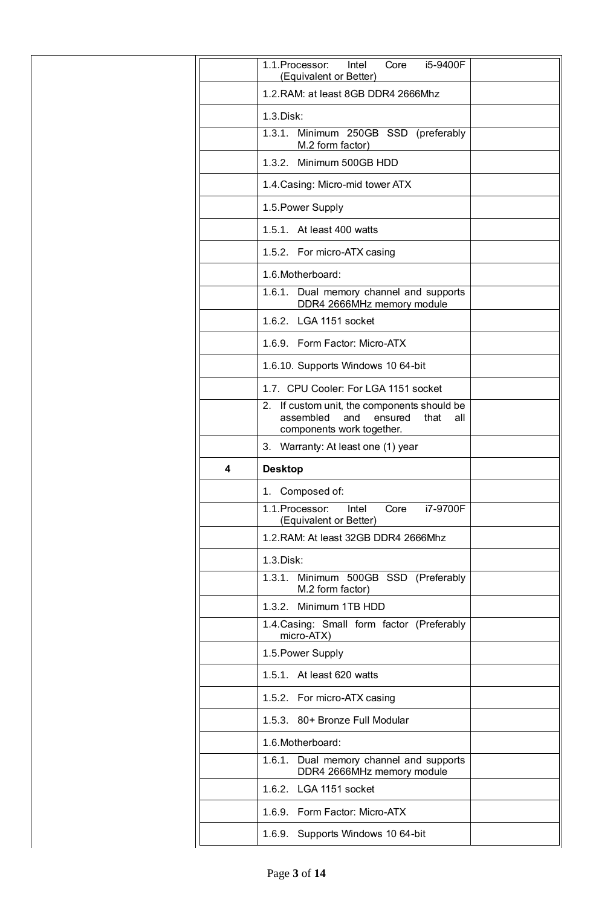| | | | |
|---|---|---|---|
| | | 1.1.Processor: Intel Core i5-9400F (Equivalent or Better) | |
| | | 1.2.RAM: at least 8GB DDR4 2666Mhz | |
| | | 1.3.Disk: | |
| | | 1.3.1. Minimum 250GB SSD (preferably M.2 form factor) | |
| | | 1.3.2. Minimum 500GB HDD | |
| | | 1.4.Casing: Micro-mid tower ATX | |
| | | 1.5.Power Supply | |
| | | 1.5.1. At least 400 watts | |
| | | 1.5.2. For micro-ATX casing | |
| | | 1.6.Motherboard: | |
| | | 1.6.1. Dual memory channel and supports DDR4 2666MHz memory module | |
| | | 1.6.2. LGA 1151 socket | |
| | | 1.6.9. Form Factor: Micro-ATX | |
| | | 1.6.10. Supports Windows 10 64-bit | |
| | | 1.7. CPU Cooler: For LGA 1151 socket | |
| | | 2. If custom unit, the components should be assembled and ensured that all components work together. | |
| | | 3. Warranty: At least one (1) year | |
| | 4 | **Desktop** | |
| | | 1. Composed of: | |
| | | 1.1.Processor: Intel Core i7-9700F (Equivalent or Better) | |
| | | 1.2.RAM: At least 32GB DDR4 2666Mhz | |
| | | 1.3.Disk: | |
| | | 1.3.1. Minimum 500GB SSD (Preferably M.2 form factor) | |
| | | 1.3.2. Minimum 1TB HDD | |
| | | 1.4.Casing: Small form factor (Preferably micro-ATX) | |
| | | 1.5.Power Supply | |
| | | 1.5.1. At least 620 watts | |
| | | 1.5.2. For micro-ATX casing | |
| | | 1.5.3. 80+ Bronze Full Modular | |
| | | 1.6.Motherboard: | |
| | | 1.6.1. Dual memory channel and supports DDR4 2666MHz memory module | |
| | | 1.6.2. LGA 1151 socket | |
| | | 1.6.9. Form Factor: Micro-ATX | |
| | | 1.6.9. Supports Windows 10 64-bit | |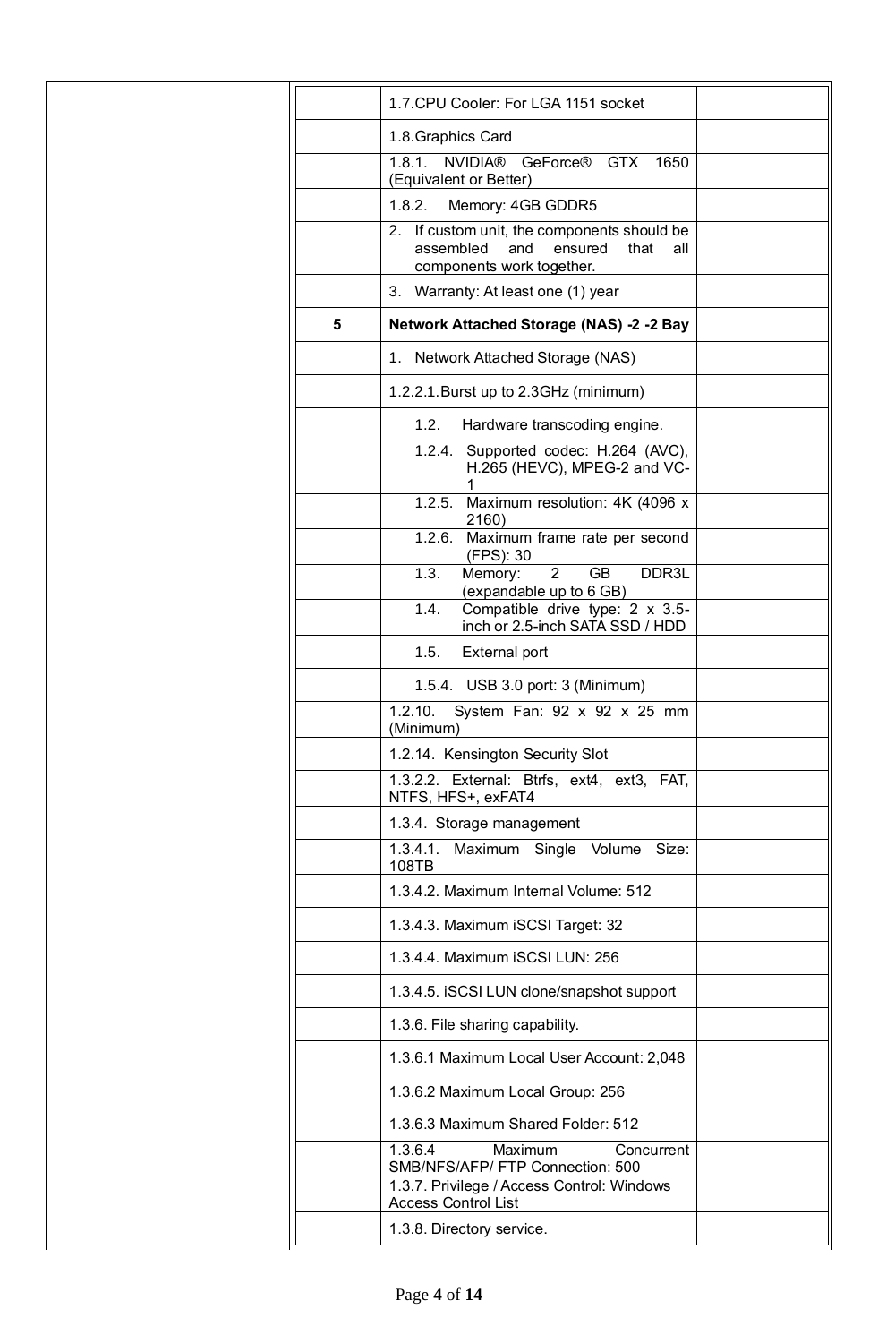| | | | |
|---|---|---|---|
| | | 1.7.CPU Cooler: For LGA 1151 socket | |
| | | 1.8.Graphics Card | |
| | | 1.8.1. NVIDIA® GeForce® GTX 1650 (Equivalent or Better) | |
| | | 1.8.2. Memory: 4GB GDDR5 | |
| | | 2. If custom unit, the components should be assembled and ensured that all components work together. | |
| | | 3. Warranty: At least one (1) year | |
| | **5** | **Network Attached Storage (NAS) -2 -2 Bay** | |
| | | 1. Network Attached Storage (NAS) | |
| | | 1.2.2.1.Burst up to 2.3GHz (minimum) | |
| | | 1.2. Hardware transcoding engine. | |
| | | 1.2.4. Supported codec: H.264 (AVC), H.265 (HEVC), MPEG-2 and VC-1 | |
| | | 1.2.5. Maximum resolution: 4K (4096 x 2160) | |
| | | 1.2.6. Maximum frame rate per second (FPS): 30 | |
| | | 1.3. Memory: 2 GB DDR3L (expandable up to 6 GB) | |
| | | 1.4. Compatible drive type: 2 x 3.5-inch or 2.5-inch SATA SSD / HDD | |
| | | 1.5. External port | |
| | | 1.5.4. USB 3.0 port: 3 (Minimum) | |
| | | 1.2.10. System Fan: 92 x 92 x 25 mm (Minimum) | |
| | | 1.2.14. Kensington Security Slot | |
| | | 1.3.2.2. External: Btrfs, ext4, ext3, FAT, NTFS, HFS+, exFAT4 | |
| | | 1.3.4. Storage management | |
| | | 1.3.4.1. Maximum Single Volume Size: 108TB | |
| | | 1.3.4.2. Maximum Internal Volume: 512 | |
| | | 1.3.4.3. Maximum iSCSI Target: 32 | |
| | | 1.3.4.4. Maximum iSCSI LUN: 256 | |
| | | 1.3.4.5. iSCSI LUN clone/snapshot support | |
| | | 1.3.6. File sharing capability. | |
| | | 1.3.6.1 Maximum Local User Account: 2,048 | |
| | | 1.3.6.2 Maximum Local Group: 256 | |
| | | 1.3.6.3 Maximum Shared Folder: 512 | |
| | | 1.3.6.4 Maximum Concurrent SMB/NFS/AFP/ FTP Connection: 500 | |
| | | 1.3.7. Privilege / Access Control: Windows Access Control List | |
| | | 1.3.8. Directory service. | |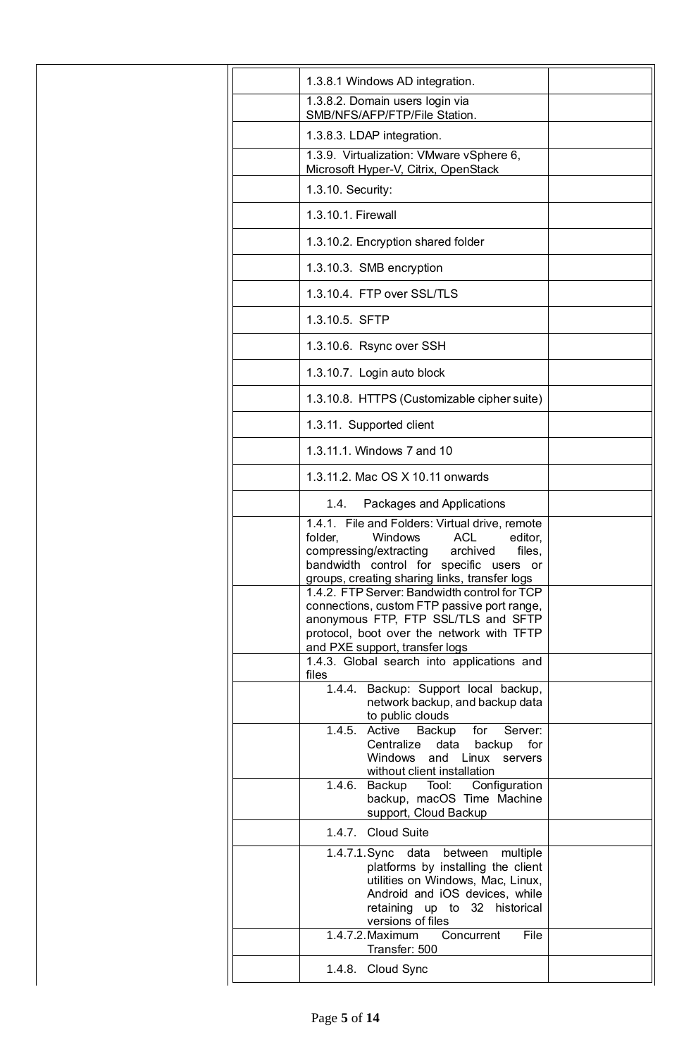| | | | |
|---|---|---|---|
| | | 1.3.8.1 Windows AD integration. | |
| | | 1.3.8.2. Domain users login via SMB/NFS/AFP/FTP/File Station. | |
| | | 1.3.8.3. LDAP integration. | |
| | | 1.3.9. Virtualization: VMware vSphere 6, Microsoft Hyper-V, Citrix, OpenStack | |
| | | 1.3.10. Security: | |
| | | 1.3.10.1. Firewall | |
| | | 1.3.10.2. Encryption shared folder | |
| | | 1.3.10.3. SMB encryption | |
| | | 1.3.10.4. FTP over SSL/TLS | |
| | | 1.3.10.5. SFTP | |
| | | 1.3.10.6. Rsync over SSH | |
| | | 1.3.10.7. Login auto block | |
| | | 1.3.10.8. HTTPS (Customizable cipher suite) | |
| | | 1.3.11. Supported client | |
| | | 1.3.11.1. Windows 7 and 10 | |
| | | 1.3.11.2. Mac OS X 10.11 onwards | |
| | | 1.4. Packages and Applications | |
| | | 1.4.1. File and Folders: Virtual drive, remote folder, Windows ACL editor, compressing/extracting archived files, bandwidth control for specific users or groups, creating sharing links, transfer logs | |
| | | 1.4.2. FTP Server: Bandwidth control for TCP connections, custom FTP passive port range, anonymous FTP, FTP SSL/TLS and SFTP protocol, boot over the network with TFTP and PXE support, transfer logs | |
| | | 1.4.3. Global search into applications and files | |
| | | 1.4.4. Backup: Support local backup, network backup, and backup data to public clouds | |
| | | 1.4.5. Active Backup for Server: Centralize data backup for Windows and Linux servers without client installation | |
| | | 1.4.6. Backup Tool: Configuration backup, macOS Time Machine support, Cloud Backup | |
| | | 1.4.7. Cloud Suite | |
| | | 1.4.7.1. Sync data between multiple platforms by installing the client utilities on Windows, Mac, Linux, Android and iOS devices, while retaining up to 32 historical versions of files | |
| | | 1.4.7.2. Maximum Concurrent File Transfer: 500 | |
| | | 1.4.8. Cloud Sync | |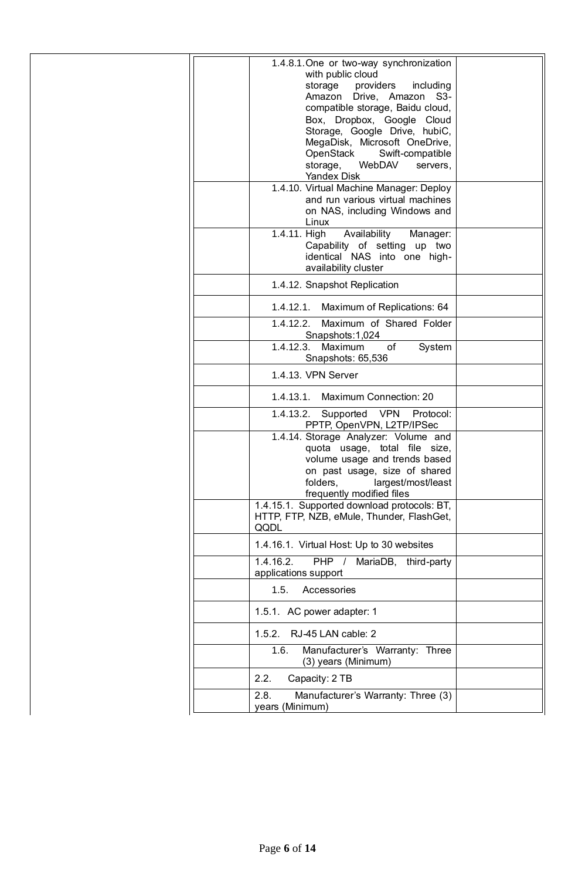| | | | |
|---|---|---|---|
| | | 1.4.8.1. One or two-way synchronization with public cloud storage providers including Amazon Drive, Amazon S3-compatible storage, Baidu cloud, Box, Dropbox, Google Cloud Storage, Google Drive, hubiC, MegaDisk, Microsoft OneDrive, OpenStack Swift-compatible storage, WebDAV servers, Yandex Disk | |
| | | 1.4.10. Virtual Machine Manager: Deploy and run various virtual machines on NAS, including Windows and Linux | |
| | | 1.4.11. High Availability Manager: Capability of setting up two identical NAS into one high-availability cluster | |
| | | 1.4.12. Snapshot Replication | |
| | | 1.4.12.1. Maximum of Replications: 64 | |
| | | 1.4.12.2. Maximum of Shared Folder Snapshots:1,024 | |
| | | 1.4.12.3. Maximum of System Snapshots: 65,536 | |
| | | 1.4.13. VPN Server | |
| | | 1.4.13.1. Maximum Connection: 20 | |
| | | 1.4.13.2. Supported VPN Protocol: PPTP, OpenVPN, L2TP/IPSec | |
| | | 1.4.14. Storage Analyzer: Volume and quota usage, total file size, volume usage and trends based on past usage, size of shared folders, largest/most/least frequently modified files | |
| | | 1.4.15.1. Supported download protocols: BT, HTTP, FTP, NZB, eMule, Thunder, FlashGet, QQDL | |
| | | 1.4.16.1. Virtual Host: Up to 30 websites | |
| | | 1.4.16.2. PHP / MariaDB, third-party applications support | |
| | | 1.5. Accessories | |
| | | 1.5.1. AC power adapter: 1 | |
| | | 1.5.2. RJ-45 LAN cable: 2 | |
| | | 1.6. Manufacturer's Warranty: Three (3) years (Minimum) | |
| | | 2.2. Capacity: 2 TB | |
| | | 2.8. Manufacturer's Warranty: Three (3) years (Minimum) | |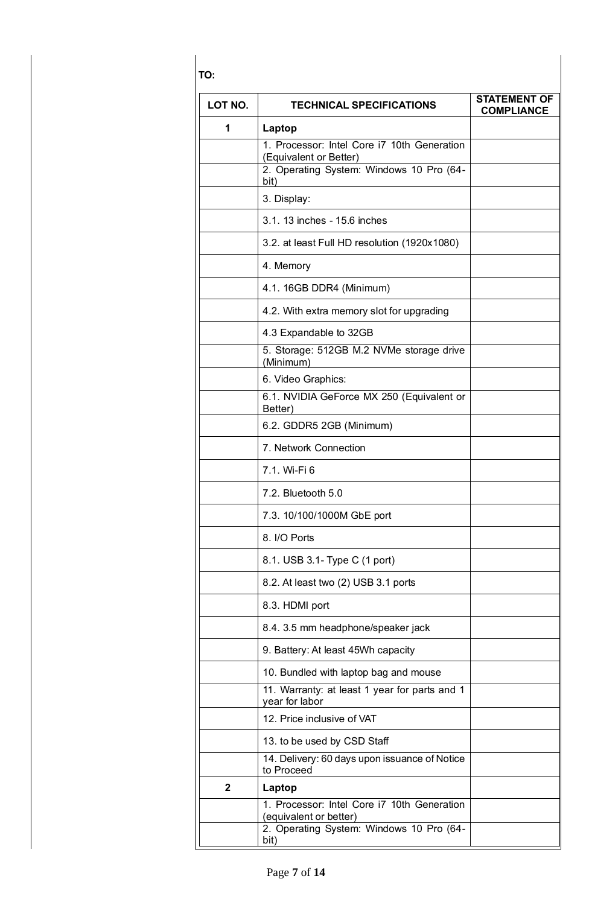TO:

| LOT NO. | TECHNICAL SPECIFICATIONS | STATEMENT OF COMPLIANCE |
|---|---|---|
| 1 | **Laptop** | |
| | 1. Processor: Intel Core i7 10th Generation (Equivalent or Better) | |
| | 2. Operating System: Windows 10 Pro (64-bit) | |
| | 3. Display: | |
| | 3.1. 13 inches - 15.6 inches | |
| | 3.2. at least Full HD resolution (1920x1080) | |
| | 4. Memory | |
| | 4.1. 16GB DDR4 (Minimum) | |
| | 4.2. With extra memory slot for upgrading | |
| | 4.3 Expandable to 32GB | |
| | 5. Storage: 512GB M.2 NVMe storage drive (Minimum) | |
| | 6. Video Graphics: | |
| | 6.1. NVIDIA GeForce MX 250 (Equivalent or Better) | |
| | 6.2. GDDR5 2GB (Minimum) | |
| | 7. Network Connection | |
| | 7.1. Wi-Fi 6 | |
| | 7.2. Bluetooth 5.0 | |
| | 7.3. 10/100/1000M GbE port | |
| | 8. I/O Ports | |
| | 8.1. USB 3.1- Type C (1 port) | |
| | 8.2. At least two (2) USB 3.1 ports | |
| | 8.3. HDMI port | |
| | 8.4. 3.5 mm headphone/speaker jack | |
| | 9. Battery: At least 45Wh capacity | |
| | 10. Bundled with laptop bag and mouse | |
| | 11. Warranty: at least 1 year for parts and 1 year for labor | |
| | 12. Price inclusive of VAT | |
| | 13. to be used by CSD Staff | |
| | 14. Delivery: 60 days upon issuance of Notice to Proceed | |
| 2 | **Laptop** | |
| | 1. Processor: Intel Core i7 10th Generation (equivalent or better) | |
| | 2. Operating System: Windows 10 Pro (64-bit) | |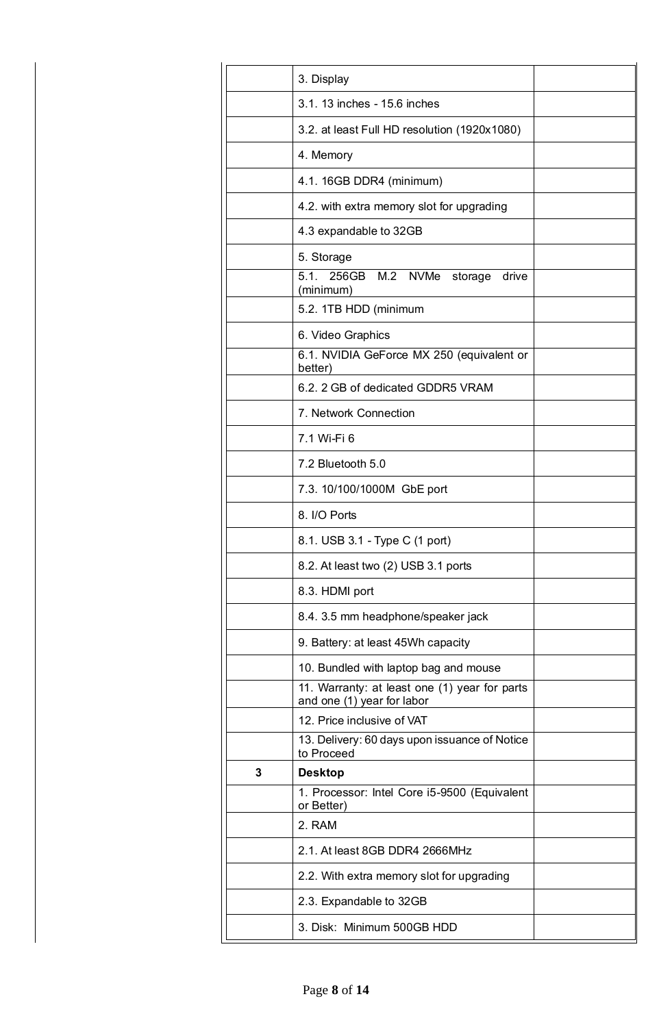| | | |
|---|---|---|
| | 3. Display | |
| | 3.1. 13 inches - 15.6 inches | |
| | 3.2. at least Full HD resolution (1920x1080) | |
| | 4. Memory | |
| | 4.1. 16GB DDR4 (minimum) | |
| | 4.2. with extra memory slot for upgrading | |
| | 4.3 expandable to 32GB | |
| | 5. Storage | |
| | 5.1. 256GB M.2 NVMe storage drive (minimum) | |
| | 5.2. 1TB HDD (minimum | |
| | 6. Video Graphics | |
| | 6.1. NVIDIA GeForce MX 250 (equivalent or better) | |
| | 6.2. 2 GB of dedicated GDDR5 VRAM | |
| | 7. Network Connection | |
| | 7.1 Wi-Fi 6 | |
| | 7.2 Bluetooth 5.0 | |
| | 7.3. 10/100/1000M GbE port | |
| | 8. I/O Ports | |
| | 8.1. USB 3.1 - Type C (1 port) | |
| | 8.2. At least two (2) USB 3.1 ports | |
| | 8.3. HDMI port | |
| | 8.4. 3.5 mm headphone/speaker jack | |
| | 9. Battery: at least 45Wh capacity | |
| | 10. Bundled with laptop bag and mouse | |
| | 11. Warranty: at least one (1) year for parts and one (1) year for labor | |
| | 12. Price inclusive of VAT | |
| | 13. Delivery: 60 days upon issuance of Notice to Proceed | |
| **3** | **Desktop** | |
| | 1. Processor: Intel Core i5-9500 (Equivalent or Better) | |
| | 2. RAM | |
| | 2.1. At least 8GB DDR4 2666MHz | |
| | 2.2. With extra memory slot for upgrading | |
| | 2.3. Expandable to 32GB | |
| | 3. Disk: Minimum 500GB HDD | |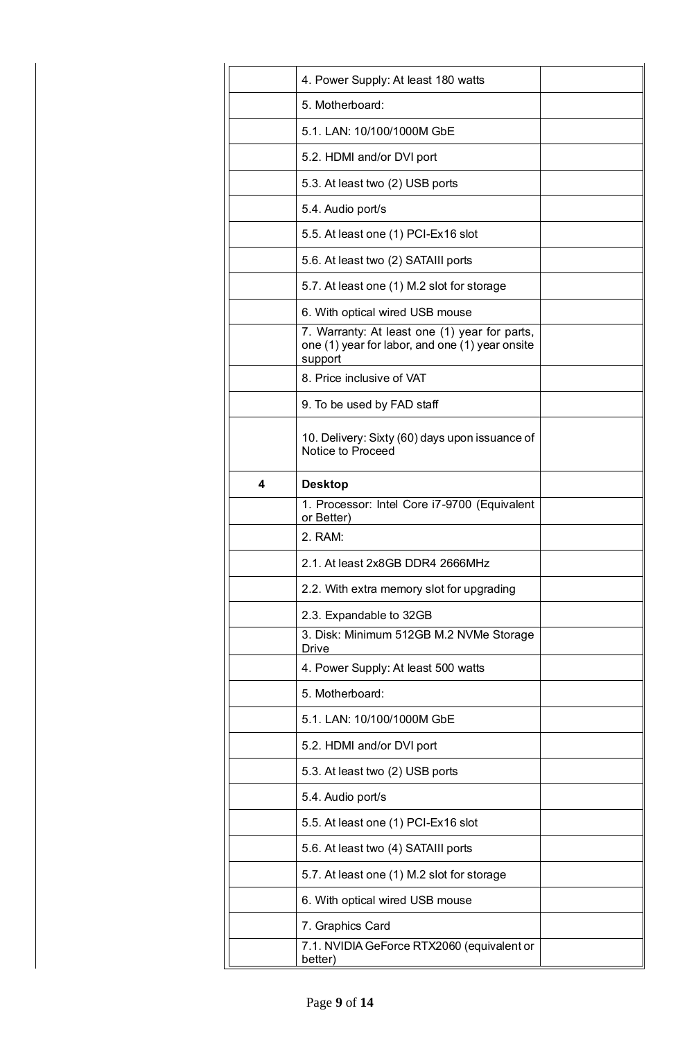| | | |
|---|---|---|
| | 4. Power Supply: At least 180 watts | |
| | 5. Motherboard: | |
| | 5.1. LAN: 10/100/1000M GbE | |
| | 5.2. HDMI and/or DVI port | |
| | 5.3. At least two (2) USB ports | |
| | 5.4. Audio port/s | |
| | 5.5. At least one (1) PCI-Ex16 slot | |
| | 5.6. At least two (2) SATAIII ports | |
| | 5.7. At least one (1) M.2 slot for storage | |
| | 6. With optical wired USB mouse | |
| | 7. Warranty: At least one (1) year for parts, one (1) year for labor, and one (1) year onsite support | |
| | 8. Price inclusive of VAT | |
| | 9. To be used by FAD staff | |
| | 10. Delivery: Sixty (60) days upon issuance of Notice to Proceed | |
| 4 | **Desktop** | |
| | 1. Processor: Intel Core i7-9700 (Equivalent or Better) | |
| | 2. RAM: | |
| | 2.1. At least 2x8GB DDR4 2666MHz | |
| | 2.2. With extra memory slot for upgrading | |
| | 2.3. Expandable to 32GB | |
| | 3. Disk: Minimum 512GB M.2 NVMe Storage Drive | |
| | 4. Power Supply: At least 500 watts | |
| | 5. Motherboard: | |
| | 5.1. LAN: 10/100/1000M GbE | |
| | 5.2. HDMI and/or DVI port | |
| | 5.3. At least two (2) USB ports | |
| | 5.4. Audio port/s | |
| | 5.5. At least one (1) PCI-Ex16 slot | |
| | 5.6. At least two (4) SATAIII ports | |
| | 5.7. At least one (1) M.2 slot for storage | |
| | 6. With optical wired USB mouse | |
| | 7. Graphics Card | |
| | 7.1. NVIDIA GeForce RTX2060 (equivalent or better) | |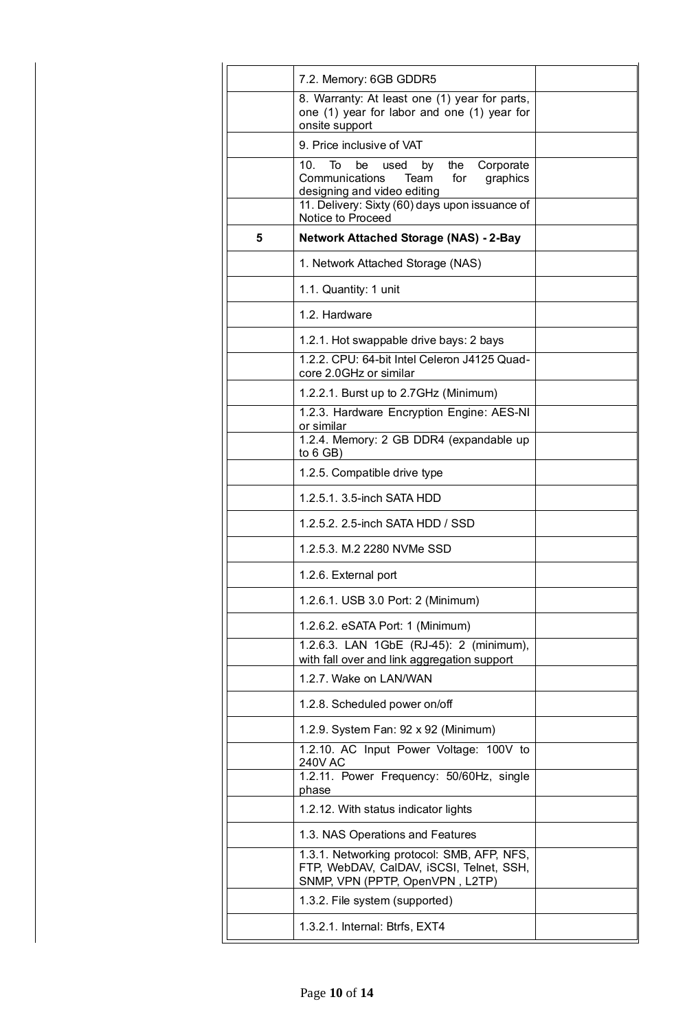| | | |
|---|---|---|
| | 7.2. Memory: 6GB GDDR5 | |
| | 8. Warranty: At least one (1) year for parts, one (1) year for labor and one (1) year for onsite support | |
| | 9. Price inclusive of VAT | |
| | 10. To be used by the Corporate Communications Team for graphics designing and video editing | |
| | 11. Delivery: Sixty (60) days upon issuance of Notice to Proceed | |
| **5** | **Network Attached Storage (NAS) - 2-Bay** | |
| | 1. Network Attached Storage (NAS) | |
| | 1.1. Quantity: 1 unit | |
| | 1.2. Hardware | |
| | 1.2.1. Hot swappable drive bays: 2 bays | |
| | 1.2.2. CPU: 64-bit Intel Celeron J4125 Quad-core 2.0GHz or similar | |
| | 1.2.2.1. Burst up to 2.7GHz (Minimum) | |
| | 1.2.3. Hardware Encryption Engine: AES-NI or similar | |
| | 1.2.4. Memory: 2 GB DDR4 (expandable up to 6 GB) | |
| | 1.2.5. Compatible drive type | |
| | 1.2.5.1. 3.5-inch SATA HDD | |
| | 1.2.5.2. 2.5-inch SATA HDD / SSD | |
| | 1.2.5.3. M.2 2280 NVMe SSD | |
| | 1.2.6. External port | |
| | 1.2.6.1. USB 3.0 Port: 2 (Minimum) | |
| | 1.2.6.2. eSATA Port: 1 (Minimum) | |
| | 1.2.6.3. LAN 1GbE (RJ-45): 2 (minimum), with fall over and link aggregation support | |
| | 1.2.7. Wake on LAN/WAN | |
| | 1.2.8. Scheduled power on/off | |
| | 1.2.9. System Fan: 92 x 92 (Minimum) | |
| | 1.2.10. AC Input Power Voltage: 100V to 240V AC | |
| | 1.2.11. Power Frequency: 50/60Hz, single phase | |
| | 1.2.12. With status indicator lights | |
| | 1.3. NAS Operations and Features | |
| | 1.3.1. Networking protocol: SMB, AFP, NFS, FTP, WebDAV, CalDAV, iSCSI, Telnet, SSH, SNMP, VPN (PPTP, OpenVPN , L2TP) | |
| | 1.3.2. File system (supported) | |
| | 1.3.2.1. Internal: Btrfs, EXT4 | |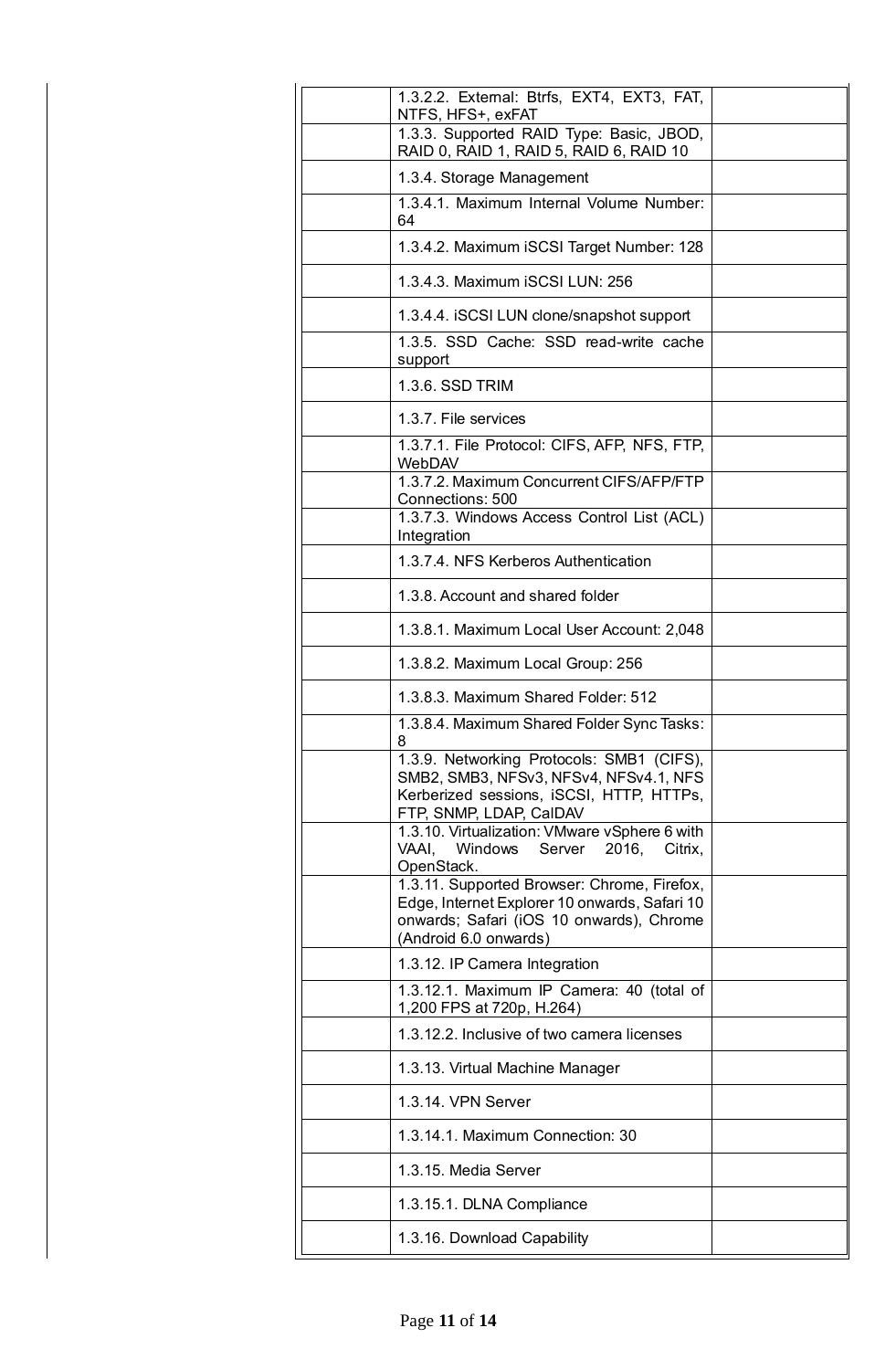| | | |
|---|---|---|
| | 1.3.2.2. External: Btrfs, EXT4, EXT3, FAT, NTFS, HFS+, exFAT | |
| | 1.3.3. Supported RAID Type: Basic, JBOD, RAID 0, RAID 1, RAID 5, RAID 6, RAID 10 | |
| | 1.3.4. Storage Management | |
| | 1.3.4.1. Maximum Internal Volume Number: 64 | |
| | 1.3.4.2. Maximum iSCSI Target Number: 128 | |
| | 1.3.4.3. Maximum iSCSI LUN: 256 | |
| | 1.3.4.4. iSCSI LUN clone/snapshot support | |
| | 1.3.5. SSD Cache: SSD read-write cache support | |
| | 1.3.6. SSD TRIM | |
| | 1.3.7. File services | |
| | 1.3.7.1. File Protocol: CIFS, AFP, NFS, FTP, WebDAV | |
| | 1.3.7.2. Maximum Concurrent CIFS/AFP/FTP Connections: 500 | |
| | 1.3.7.3. Windows Access Control List (ACL) Integration | |
| | 1.3.7.4. NFS Kerberos Authentication | |
| | 1.3.8. Account and shared folder | |
| | 1.3.8.1. Maximum Local User Account: 2,048 | |
| | 1.3.8.2. Maximum Local Group: 256 | |
| | 1.3.8.3. Maximum Shared Folder: 512 | |
| | 1.3.8.4. Maximum Shared Folder Sync Tasks: 8 | |
| | 1.3.9. Networking Protocols: SMB1 (CIFS), SMB2, SMB3, NFSv3, NFSv4, NFSv4.1, NFS Kerberized sessions, iSCSI, HTTP, HTTPs, FTP, SNMP, LDAP, CalDAV | |
| | 1.3.10. Virtualization: VMware vSphere 6 with VAAI, Windows Server 2016, Citrix, OpenStack. | |
| | 1.3.11. Supported Browser: Chrome, Firefox, Edge, Internet Explorer 10 onwards, Safari 10 onwards; Safari (iOS 10 onwards), Chrome (Android 6.0 onwards) | |
| | 1.3.12. IP Camera Integration | |
| | 1.3.12.1. Maximum IP Camera: 40 (total of 1,200 FPS at 720p, H.264) | |
| | 1.3.12.2. Inclusive of two camera licenses | |
| | 1.3.13. Virtual Machine Manager | |
| | 1.3.14. VPN Server | |
| | 1.3.14.1. Maximum Connection: 30 | |
| | 1.3.15. Media Server | |
| | 1.3.15.1. DLNA Compliance | |
| | 1.3.16. Download Capability | |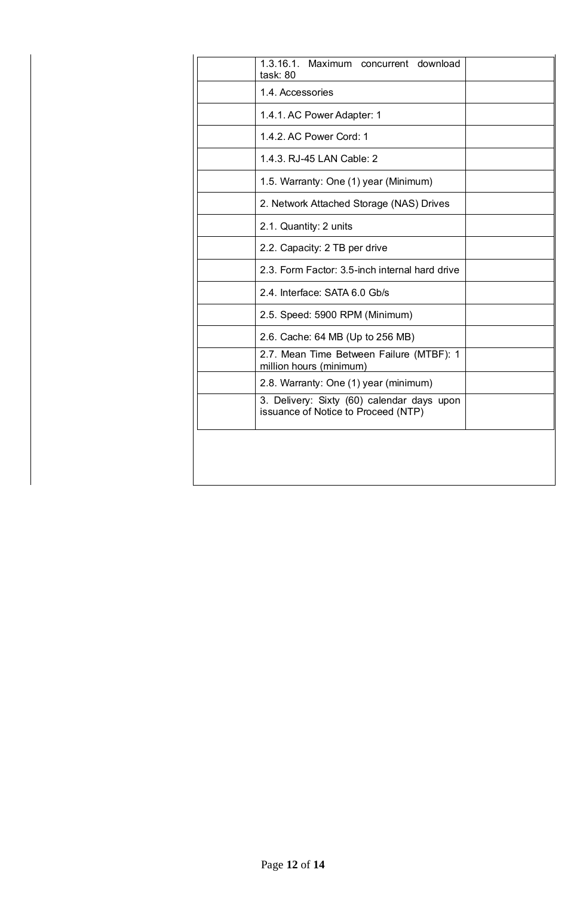| | | |
|---|---|---|
| | 1.3.16.1. Maximum concurrent download task: 80 | |
| | 1.4. Accessories | |
| | 1.4.1. AC Power Adapter: 1 | |
| | 1.4.2. AC Power Cord: 1 | |
| | 1.4.3. RJ-45 LAN Cable: 2 | |
| | 1.5. Warranty: One (1) year (Minimum) | |
| | 2. Network Attached Storage (NAS) Drives | |
| | 2.1. Quantity: 2 units | |
| | 2.2. Capacity: 2 TB per drive | |
| | 2.3. Form Factor: 3.5-inch internal hard drive | |
| | 2.4. Interface: SATA 6.0 Gb/s | |
| | 2.5. Speed: 5900 RPM (Minimum) | |
| | 2.6. Cache: 64 MB (Up to 256 MB) | |
| | 2.7. Mean Time Between Failure (MTBF): 1 million hours (minimum) | |
| | 2.8. Warranty: One (1) year (minimum) | |
| | 3. Delivery: Sixty (60) calendar days upon issuance of Notice to Proceed (NTP) | |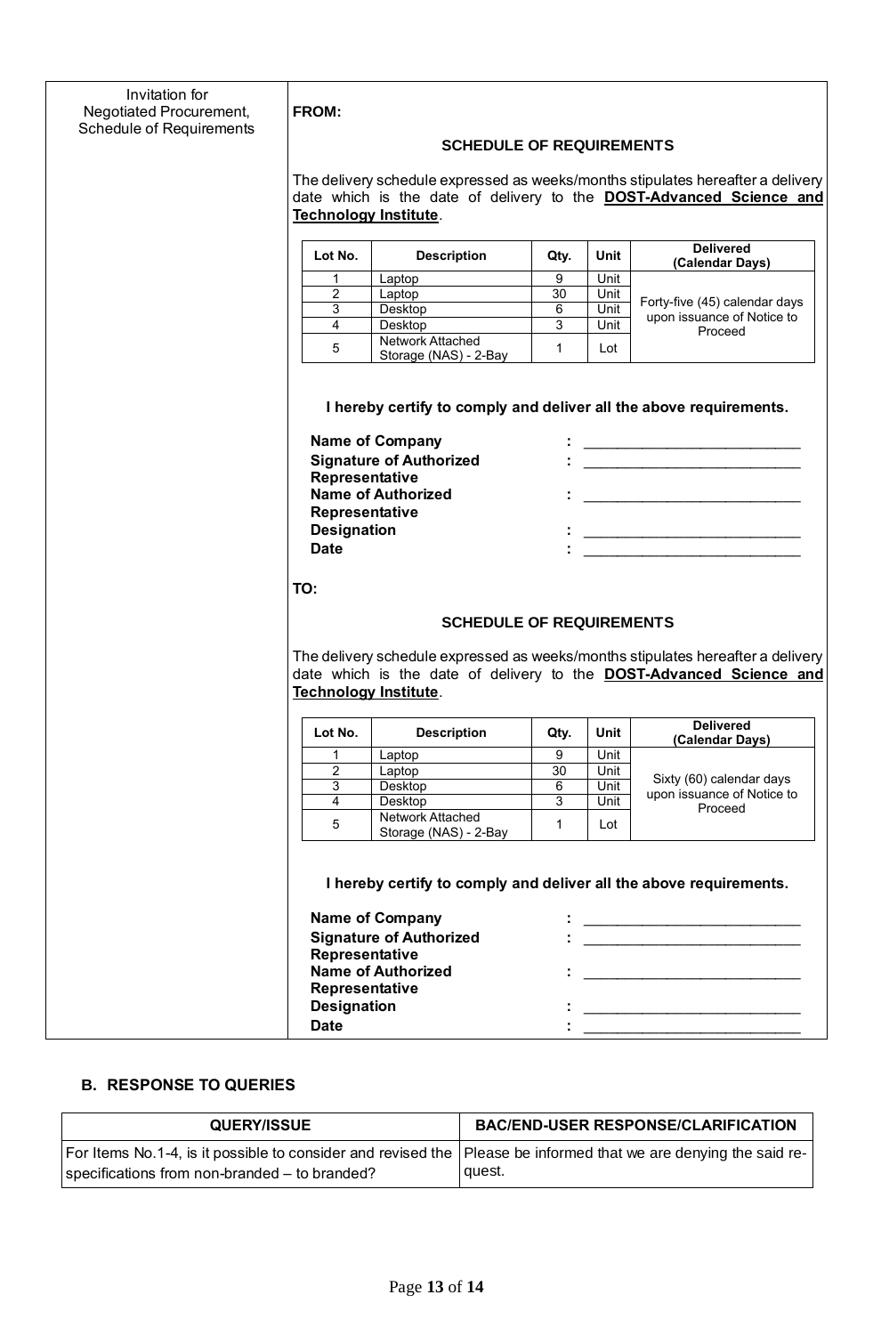| Invitation for Negotiated Procurement, Schedule of Requirements | **FROM:**<br><br>**SCHEDULE OF REQUIREMENTS**<br><br>The delivery schedule expressed as weeks/months stipulates hereafter a delivery date which is the date of delivery to the **DOST-Advanced Science and Technology Institute**.<br><br>Lot No. 1 – Laptop – Qty. 9 – Unit<br>Lot No. 2 – Laptop – Qty. 30 – Unit<br>Lot No. 3 – Desktop – Qty. 6 – Unit<br>Lot No. 4 – Desktop – Qty. 3 – Unit<br>Lot No. 5 – Network Attached Storage (NAS) - 2-Bay – Qty. 1 – Lot<br>Delivered (Calendar Days): Forty-five (45) calendar days upon issuance of Notice to Proceed<br><br>**I hereby certify to comply and deliver all the above requirements.**<br><br>**Name of Company** : ___________________________<br>**Signature of Authorized Representative** : ___________________________<br>**Name of Authorized Representative** : ___________________________<br>**Designation** : ___________________________<br>**Date** : ___________________________<br><br>**TO:**<br><br>**SCHEDULE OF REQUIREMENTS**<br><br>The delivery schedule expressed as weeks/months stipulates hereafter a delivery date which is the date of delivery to the **DOST-Advanced Science and Technology Institute**.<br><br>Lot No. 1 – Laptop – Qty. 9 – Unit<br>Lot No. 2 – Laptop – Qty. 30 – Unit<br>Lot No. 3 – Desktop – Qty. 6 – Unit<br>Lot No. 4 – Desktop – Qty. 3 – Unit<br>Lot No. 5 – Network Attached Storage (NAS) - 2-Bay – Qty. 1 – Lot<br>Delivered (Calendar Days): Sixty (60) calendar days upon issuance of Notice to Proceed<br><br>**I hereby certify to comply and deliver all the above requirements.**<br><br>**Name of Company** : ___________________________<br>**Signature of Authorized Representative** : ___________________________<br>**Name of Authorized Representative** : ___________________________<br>**Designation** : ___________________________<br>**Date** : ___________________________ |
|---|---|

**FROM:**

| Lot No. | Description | Qty. | Unit | Delivered (Calendar Days) |
|---|---|---|---|---|
| 1 | Laptop | 9 | Unit | Forty-five (45) calendar days upon issuance of Notice to Proceed |
| 2 | Laptop | 30 | Unit | |
| 3 | Desktop | 6 | Unit | |
| 4 | Desktop | 3 | Unit | |
| 5 | Network Attached Storage (NAS) - 2-Bay | 1 | Lot | |

**TO:**

| Lot No. | Description | Qty. | Unit | Delivered (Calendar Days) |
|---|---|---|---|---|
| 1 | Laptop | 9 | Unit | Sixty (60) calendar days upon issuance of Notice to Proceed |
| 2 | Laptop | 30 | Unit | |
| 3 | Desktop | 6 | Unit | |
| 4 | Desktop | 3 | Unit | |
| 5 | Network Attached Storage (NAS) - 2-Bay | 1 | Lot | |

## B. RESPONSE TO QUERIES

| QUERY/ISSUE | BAC/END-USER RESPONSE/CLARIFICATION |
|---|---|
| For Items No.1-4, is it possible to consider and revised the specifications from non-branded – to branded? | Please be informed that we are denying the said request. |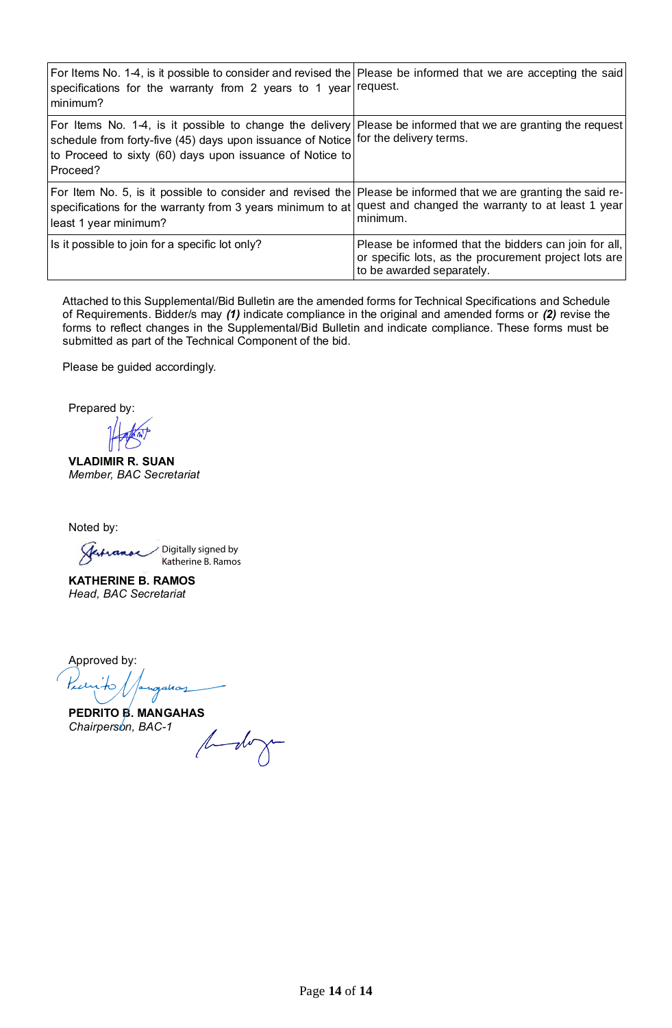| | |
|---|---|
| For Items No. 1-4, is it possible to consider and revised the specifications for the warranty from 2 years to 1 year minimum? | Please be informed that we are accepting the said request. |
| For Items No. 1-4, is it possible to change the delivery schedule from forty-five (45) days upon issuance of Notice to Proceed to sixty (60) days upon issuance of Notice to Proceed? | Please be informed that we are granting the request for the delivery terms. |
| For Item No. 5, is it possible to consider and revised the specifications for the warranty from 3 years minimum to at least 1 year minimum? | Please be informed that we are granting the said re-quest and changed the warranty to at least 1 year minimum. |
| Is it possible to join for a specific lot only? | Please be informed that the bidders can join for all, or specific lots, as the procurement project lots are to be awarded separately. |

Attached to this Supplemental/Bid Bulletin are the amended forms for Technical Specifications and Schedule of Requirements. Bidder/s may ***(1)*** indicate compliance in the original and amended forms or ***(2)*** revise the forms to reflect changes in the Supplemental/Bid Bulletin and indicate compliance. These forms must be submitted as part of the Technical Component of the bid.

Please be guided accordingly.

Prepared by:

**VLADIMIR R. SUAN**
*Member, BAC Secretariat*

Noted by:

Digitally signed by Katherine B. Ramos

**KATHERINE B. RAMOS**
*Head, BAC Secretariat*

Approved by:

**PEDRITO B. MANGAHAS**
*Chairperson, BAC-1*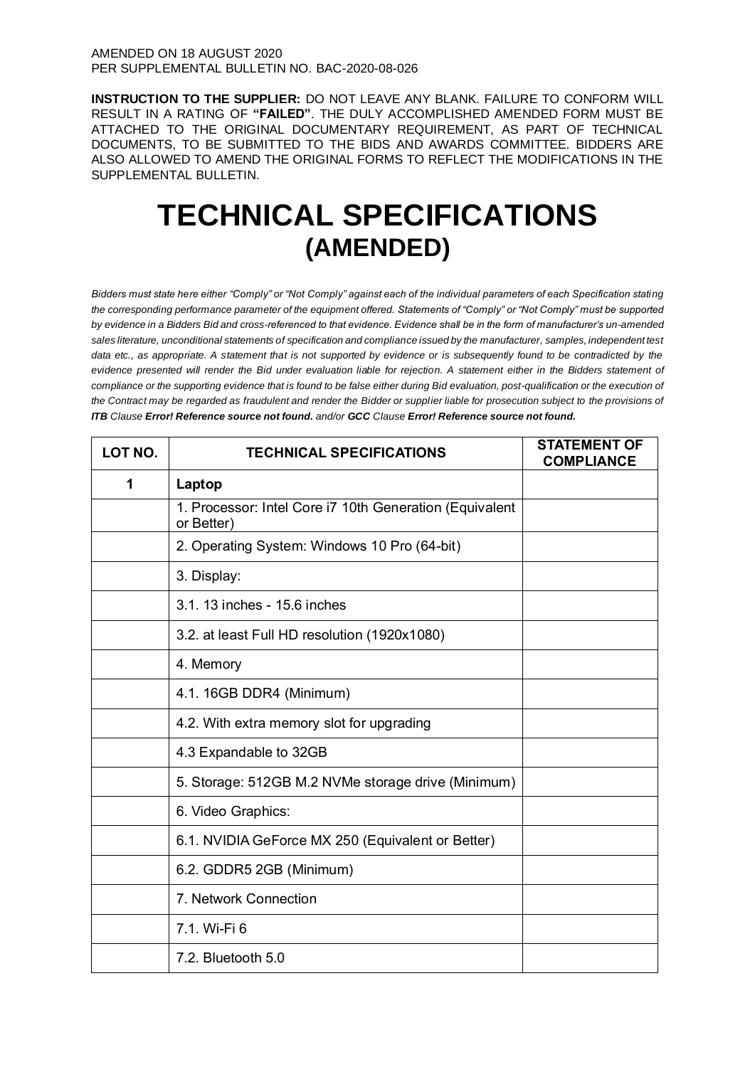AMENDED ON 18 AUGUST 2020
PER SUPPLEMENTAL BULLETIN NO. BAC-2020-08-026

**INSTRUCTION TO THE SUPPLIER:** DO NOT LEAVE ANY BLANK. FAILURE TO CONFORM WILL RESULT IN A RATING OF **"FAILED"**. THE DULY ACCOMPLISHED AMENDED FORM MUST BE ATTACHED TO THE ORIGINAL DOCUMENTARY REQUIREMENT, AS PART OF TECHNICAL DOCUMENTS, TO BE SUBMITTED TO THE BIDS AND AWARDS COMMITTEE. BIDDERS ARE ALSO ALLOWED TO AMEND THE ORIGINAL FORMS TO REFLECT THE MODIFICATIONS IN THE SUPPLEMENTAL BULLETIN.

# TECHNICAL SPECIFICATIONS
## (AMENDED)

*Bidders must state here either "Comply" or "Not Comply" against each of the individual parameters of each Specification stating the corresponding performance parameter of the equipment offered. Statements of "Comply" or "Not Comply" must be supported by evidence in a Bidders Bid and cross-referenced to that evidence. Evidence shall be in the form of manufacturer's un-amended sales literature, unconditional statements of specification and compliance issued by the manufacturer, samples, independent test data etc., as appropriate. A statement that is not supported by evidence or is subsequently found to be contradicted by the evidence presented will render the Bid under evaluation liable for rejection. A statement either in the Bidders statement of compliance or the supporting evidence that is found to be false either during Bid evaluation, post-qualification or the execution of the Contract may be regarded as fraudulent and render the Bidder or supplier liable for prosecution subject to the provisions of **ITB** Clause **Error! Reference source not found.** and/or **GCC** Clause **Error! Reference source not found.***

| LOT NO. | TECHNICAL SPECIFICATIONS | STATEMENT OF COMPLIANCE |
|---|---|---|
| **1** | **Laptop** | |
| | 1. Processor: Intel Core i7 10th Generation (Equivalent or Better) | |
| | 2. Operating System: Windows 10 Pro (64-bit) | |
| | 3. Display: | |
| | 3.1. 13 inches - 15.6 inches | |
| | 3.2. at least Full HD resolution (1920x1080) | |
| | 4. Memory | |
| | 4.1. 16GB DDR4 (Minimum) | |
| | 4.2. With extra memory slot for upgrading | |
| | 4.3 Expandable to 32GB | |
| | 5. Storage: 512GB M.2 NVMe storage drive (Minimum) | |
| | 6. Video Graphics: | |
| | 6.1. NVIDIA GeForce MX 250 (Equivalent or Better) | |
| | 6.2. GDDR5 2GB (Minimum) | |
| | 7. Network Connection | |
| | 7.1. Wi-Fi 6 | |
| | 7.2. Bluetooth 5.0 | |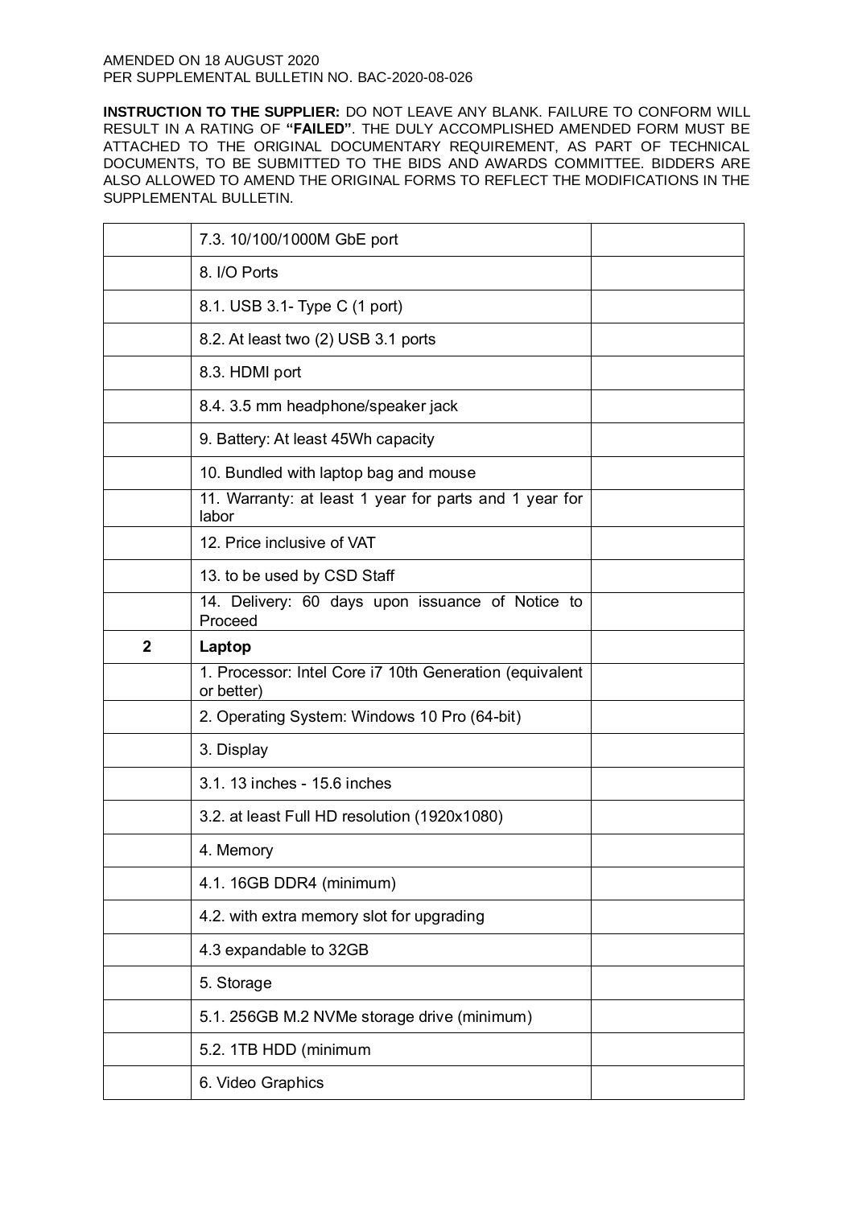AMENDED ON 18 AUGUST 2020
PER SUPPLEMENTAL BULLETIN NO. BAC-2020-08-026

**INSTRUCTION TO THE SUPPLIER:** DO NOT LEAVE ANY BLANK. FAILURE TO CONFORM WILL RESULT IN A RATING OF **"FAILED"**. THE DULY ACCOMPLISHED AMENDED FORM MUST BE ATTACHED TO THE ORIGINAL DOCUMENTARY REQUIREMENT, AS PART OF TECHNICAL DOCUMENTS, TO BE SUBMITTED TO THE BIDS AND AWARDS COMMITTEE. BIDDERS ARE ALSO ALLOWED TO AMEND THE ORIGINAL FORMS TO REFLECT THE MODIFICATIONS IN THE SUPPLEMENTAL BULLETIN.

| | | |
|---|---|---|
| | 7.3. 10/100/1000M GbE port | |
| | 8. I/O Ports | |
| | 8.1. USB 3.1- Type C (1 port) | |
| | 8.2. At least two (2) USB 3.1 ports | |
| | 8.3. HDMI port | |
| | 8.4. 3.5 mm headphone/speaker jack | |
| | 9. Battery: At least 45Wh capacity | |
| | 10. Bundled with laptop bag and mouse | |
| | 11. Warranty: at least 1 year for parts and 1 year for labor | |
| | 12. Price inclusive of VAT | |
| | 13. to be used by CSD Staff | |
| | 14. Delivery: 60 days upon issuance of Notice to Proceed | |
| **2** | **Laptop** | |
| | 1. Processor: Intel Core i7 10th Generation (equivalent or better) | |
| | 2. Operating System: Windows 10 Pro (64-bit) | |
| | 3. Display | |
| | 3.1. 13 inches - 15.6 inches | |
| | 3.2. at least Full HD resolution (1920x1080) | |
| | 4. Memory | |
| | 4.1. 16GB DDR4 (minimum) | |
| | 4.2. with extra memory slot for upgrading | |
| | 4.3 expandable to 32GB | |
| | 5. Storage | |
| | 5.1. 256GB M.2 NVMe storage drive (minimum) | |
| | 5.2. 1TB HDD (minimum | |
| | 6. Video Graphics | |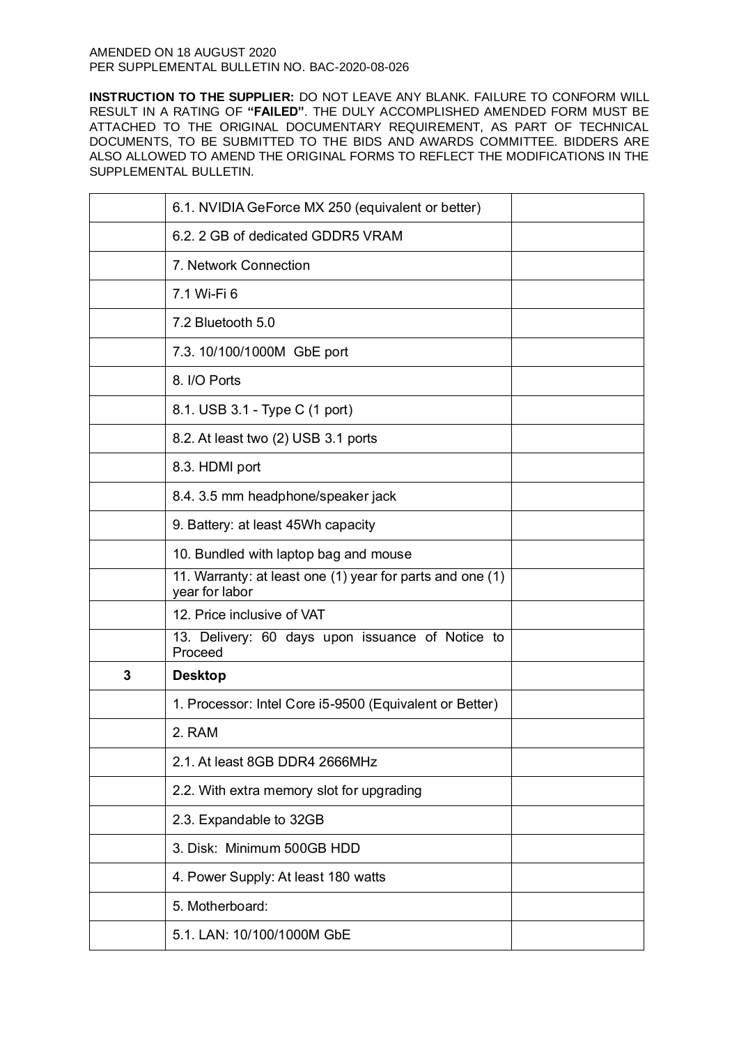AMENDED ON 18 AUGUST 2020
PER SUPPLEMENTAL BULLETIN NO. BAC-2020-08-026

**INSTRUCTION TO THE SUPPLIER:** DO NOT LEAVE ANY BLANK. FAILURE TO CONFORM WILL RESULT IN A RATING OF **"FAILED"**. THE DULY ACCOMPLISHED AMENDED FORM MUST BE ATTACHED TO THE ORIGINAL DOCUMENTARY REQUIREMENT, AS PART OF TECHNICAL DOCUMENTS, TO BE SUBMITTED TO THE BIDS AND AWARDS COMMITTEE. BIDDERS ARE ALSO ALLOWED TO AMEND THE ORIGINAL FORMS TO REFLECT THE MODIFICATIONS IN THE SUPPLEMENTAL BULLETIN.

| | | |
|---|---|---|
| | 6.1. NVIDIA GeForce MX 250 (equivalent or better) | |
| | 6.2. 2 GB of dedicated GDDR5 VRAM | |
| | 7. Network Connection | |
| | 7.1 Wi-Fi 6 | |
| | 7.2 Bluetooth 5.0 | |
| | 7.3. 10/100/1000M GbE port | |
| | 8. I/O Ports | |
| | 8.1. USB 3.1 - Type C (1 port) | |
| | 8.2. At least two (2) USB 3.1 ports | |
| | 8.3. HDMI port | |
| | 8.4. 3.5 mm headphone/speaker jack | |
| | 9. Battery: at least 45Wh capacity | |
| | 10. Bundled with laptop bag and mouse | |
| | 11. Warranty: at least one (1) year for parts and one (1) year for labor | |
| | 12. Price inclusive of VAT | |
| | 13. Delivery: 60 days upon issuance of Notice to Proceed | |
| **3** | **Desktop** | |
| | 1. Processor: Intel Core i5-9500 (Equivalent or Better) | |
| | 2. RAM | |
| | 2.1. At least 8GB DDR4 2666MHz | |
| | 2.2. With extra memory slot for upgrading | |
| | 2.3. Expandable to 32GB | |
| | 3. Disk: Minimum 500GB HDD | |
| | 4. Power Supply: At least 180 watts | |
| | 5. Motherboard: | |
| | 5.1. LAN: 10/100/1000M GbE | |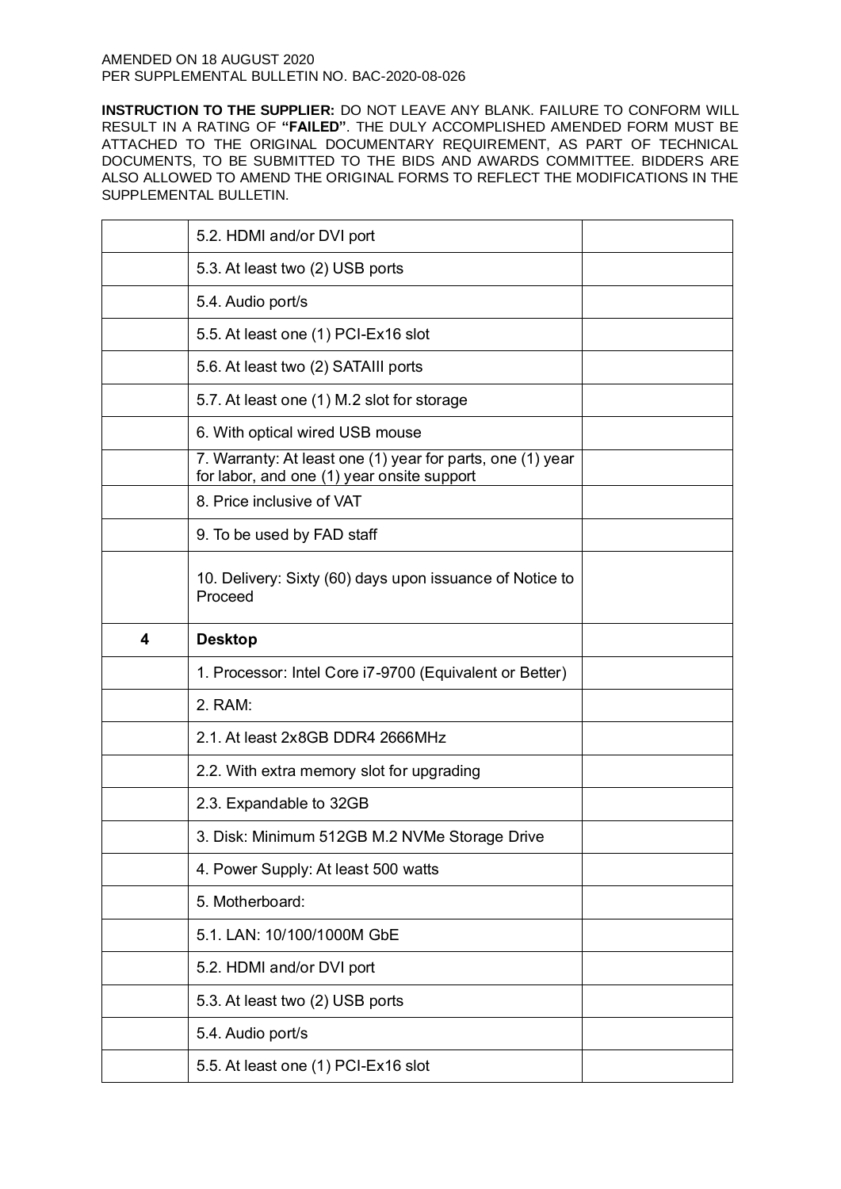AMENDED ON 18 AUGUST 2020
PER SUPPLEMENTAL BULLETIN NO. BAC-2020-08-026

**INSTRUCTION TO THE SUPPLIER:** DO NOT LEAVE ANY BLANK. FAILURE TO CONFORM WILL RESULT IN A RATING OF **"FAILED"**. THE DULY ACCOMPLISHED AMENDED FORM MUST BE ATTACHED TO THE ORIGINAL DOCUMENTARY REQUIREMENT, AS PART OF TECHNICAL DOCUMENTS, TO BE SUBMITTED TO THE BIDS AND AWARDS COMMITTEE. BIDDERS ARE ALSO ALLOWED TO AMEND THE ORIGINAL FORMS TO REFLECT THE MODIFICATIONS IN THE SUPPLEMENTAL BULLETIN.

| | | |
|---|---|---|
| | 5.2. HDMI and/or DVI port | |
| | 5.3. At least two (2) USB ports | |
| | 5.4. Audio port/s | |
| | 5.5. At least one (1) PCI-Ex16 slot | |
| | 5.6. At least two (2) SATAIII ports | |
| | 5.7. At least one (1) M.2 slot for storage | |
| | 6. With optical wired USB mouse | |
| | 7. Warranty: At least one (1) year for parts, one (1) year for labor, and one (1) year onsite support | |
| | 8. Price inclusive of VAT | |
| | 9. To be used by FAD staff | |
| | 10. Delivery: Sixty (60) days upon issuance of Notice to Proceed | |
| **4** | **Desktop** | |
| | 1. Processor: Intel Core i7-9700 (Equivalent or Better) | |
| | 2. RAM: | |
| | 2.1. At least 2x8GB DDR4 2666MHz | |
| | 2.2. With extra memory slot for upgrading | |
| | 2.3. Expandable to 32GB | |
| | 3. Disk: Minimum 512GB M.2 NVMe Storage Drive | |
| | 4. Power Supply: At least 500 watts | |
| | 5. Motherboard: | |
| | 5.1. LAN: 10/100/1000M GbE | |
| | 5.2. HDMI and/or DVI port | |
| | 5.3. At least two (2) USB ports | |
| | 5.4. Audio port/s | |
| | 5.5. At least one (1) PCI-Ex16 slot | |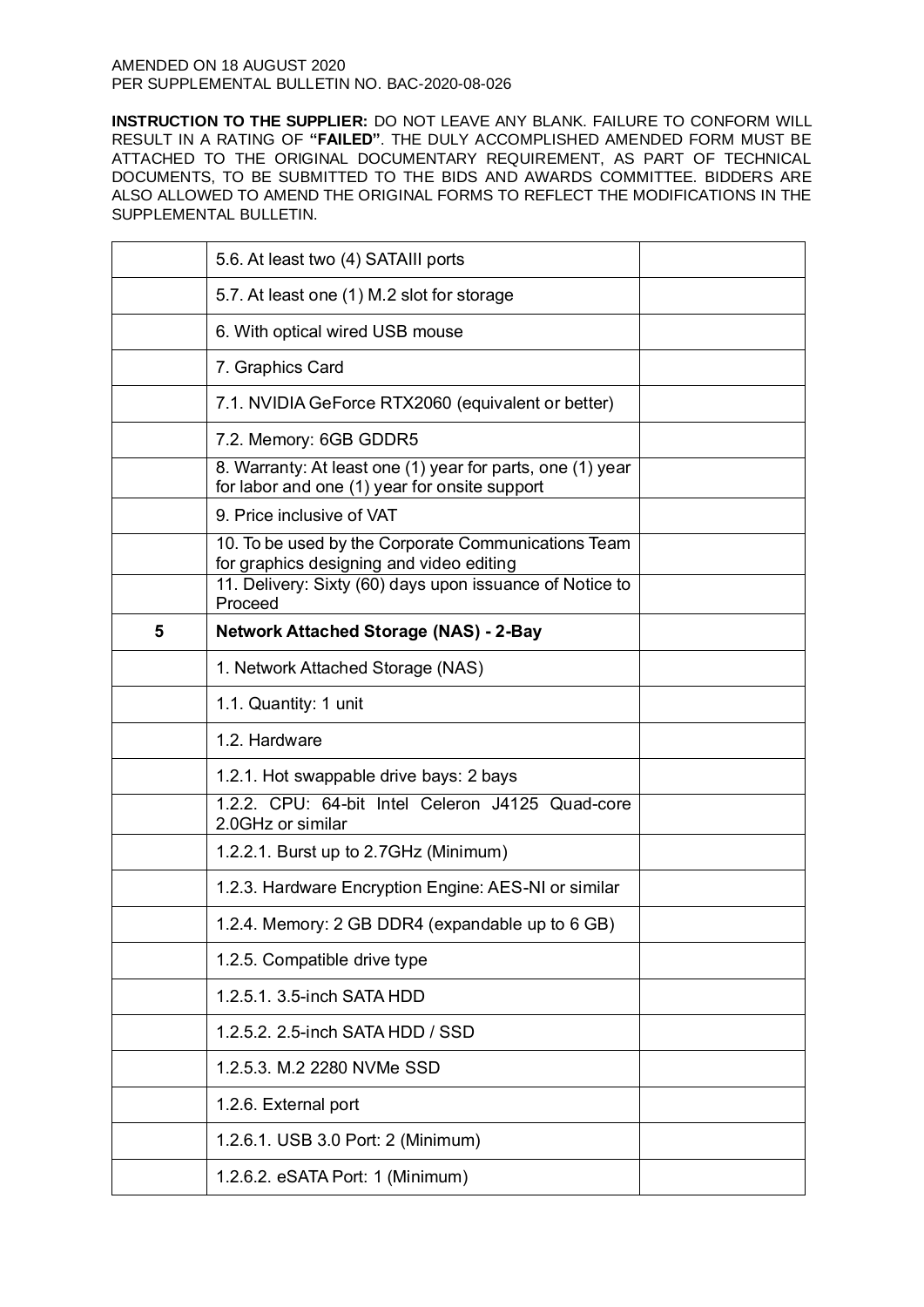AMENDED ON 18 AUGUST 2020
PER SUPPLEMENTAL BULLETIN NO. BAC-2020-08-026

**INSTRUCTION TO THE SUPPLIER:** DO NOT LEAVE ANY BLANK. FAILURE TO CONFORM WILL RESULT IN A RATING OF **"FAILED"**. THE DULY ACCOMPLISHED AMENDED FORM MUST BE ATTACHED TO THE ORIGINAL DOCUMENTARY REQUIREMENT, AS PART OF TECHNICAL DOCUMENTS, TO BE SUBMITTED TO THE BIDS AND AWARDS COMMITTEE. BIDDERS ARE ALSO ALLOWED TO AMEND THE ORIGINAL FORMS TO REFLECT THE MODIFICATIONS IN THE SUPPLEMENTAL BULLETIN.

| | | |
|---|---|---|
| | 5.6. At least two (4) SATAIII ports | |
| | 5.7. At least one (1) M.2 slot for storage | |
| | 6. With optical wired USB mouse | |
| | 7. Graphics Card | |
| | 7.1. NVIDIA GeForce RTX2060 (equivalent or better) | |
| | 7.2. Memory: 6GB GDDR5 | |
| | 8. Warranty: At least one (1) year for parts, one (1) year for labor and one (1) year for onsite support | |
| | 9. Price inclusive of VAT | |
| | 10. To be used by the Corporate Communications Team for graphics designing and video editing | |
| | 11. Delivery: Sixty (60) days upon issuance of Notice to Proceed | |
| **5** | **Network Attached Storage (NAS) - 2-Bay** | |
| | 1. Network Attached Storage (NAS) | |
| | 1.1. Quantity: 1 unit | |
| | 1.2. Hardware | |
| | 1.2.1. Hot swappable drive bays: 2 bays | |
| | 1.2.2. CPU: 64-bit Intel Celeron J4125 Quad-core 2.0GHz or similar | |
| | 1.2.2.1. Burst up to 2.7GHz (Minimum) | |
| | 1.2.3. Hardware Encryption Engine: AES-NI or similar | |
| | 1.2.4. Memory: 2 GB DDR4 (expandable up to 6 GB) | |
| | 1.2.5. Compatible drive type | |
| | 1.2.5.1. 3.5-inch SATA HDD | |
| | 1.2.5.2. 2.5-inch SATA HDD / SSD | |
| | 1.2.5.3. M.2 2280 NVMe SSD | |
| | 1.2.6. External port | |
| | 1.2.6.1. USB 3.0 Port: 2 (Minimum) | |
| | 1.2.6.2. eSATA Port: 1 (Minimum) | |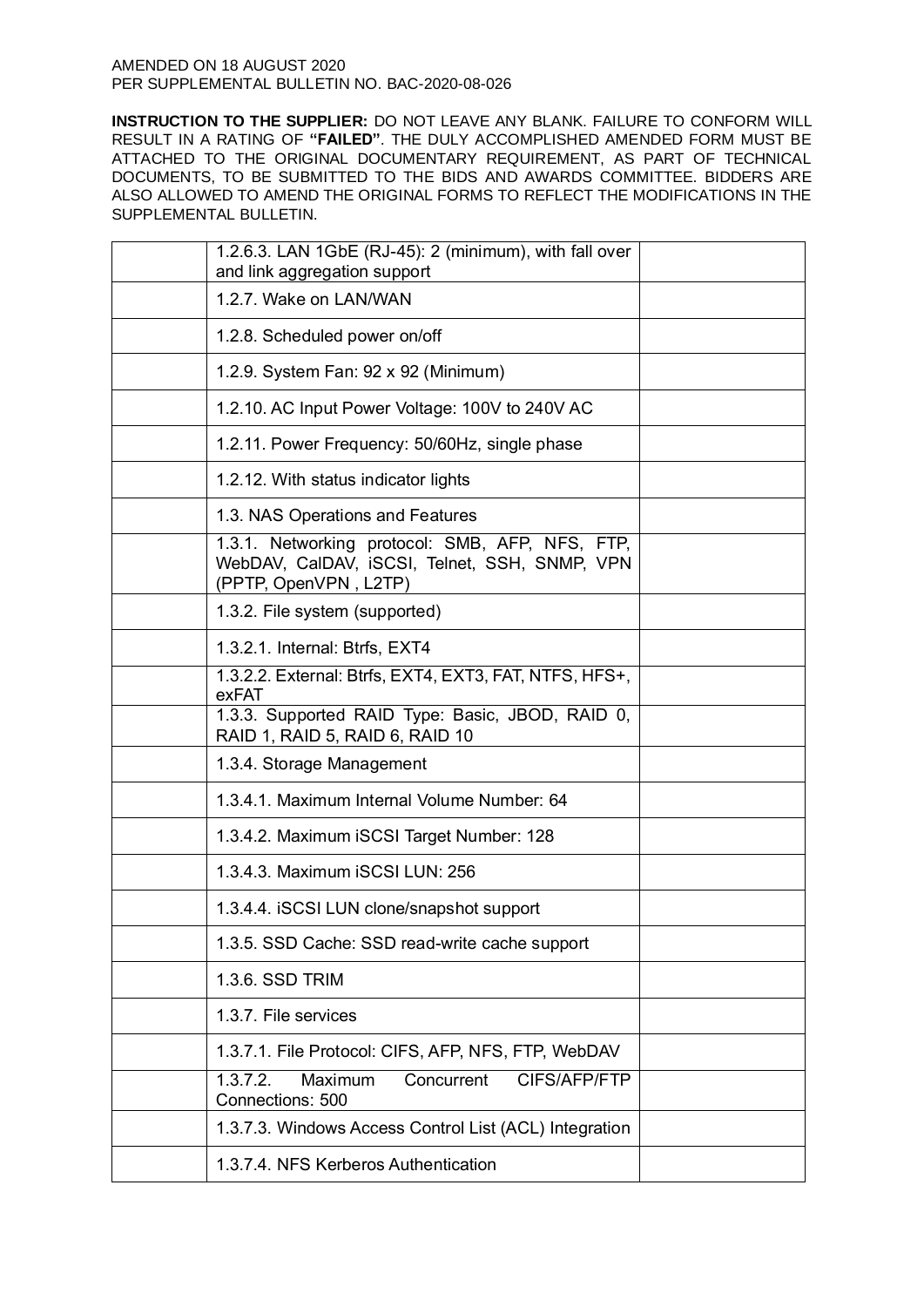AMENDED ON 18 AUGUST 2020
PER SUPPLEMENTAL BULLETIN NO. BAC-2020-08-026

**INSTRUCTION TO THE SUPPLIER:** DO NOT LEAVE ANY BLANK. FAILURE TO CONFORM WILL RESULT IN A RATING OF **"FAILED"**. THE DULY ACCOMPLISHED AMENDED FORM MUST BE ATTACHED TO THE ORIGINAL DOCUMENTARY REQUIREMENT, AS PART OF TECHNICAL DOCUMENTS, TO BE SUBMITTED TO THE BIDS AND AWARDS COMMITTEE. BIDDERS ARE ALSO ALLOWED TO AMEND THE ORIGINAL FORMS TO REFLECT THE MODIFICATIONS IN THE SUPPLEMENTAL BULLETIN.

| | | |
|---|---|---|
| | 1.2.6.3. LAN 1GbE (RJ-45): 2 (minimum), with fall over and link aggregation support | |
| | 1.2.7. Wake on LAN/WAN | |
| | 1.2.8. Scheduled power on/off | |
| | 1.2.9. System Fan: 92 x 92 (Minimum) | |
| | 1.2.10. AC Input Power Voltage: 100V to 240V AC | |
| | 1.2.11. Power Frequency: 50/60Hz, single phase | |
| | 1.2.12. With status indicator lights | |
| | 1.3. NAS Operations and Features | |
| | 1.3.1. Networking protocol: SMB, AFP, NFS, FTP, WebDAV, CalDAV, iSCSI, Telnet, SSH, SNMP, VPN (PPTP, OpenVPN , L2TP) | |
| | 1.3.2. File system (supported) | |
| | 1.3.2.1. Internal: Btrfs, EXT4 | |
| | 1.3.2.2. External: Btrfs, EXT4, EXT3, FAT, NTFS, HFS+, exFAT | |
| | 1.3.3. Supported RAID Type: Basic, JBOD, RAID 0, RAID 1, RAID 5, RAID 6, RAID 10 | |
| | 1.3.4. Storage Management | |
| | 1.3.4.1. Maximum Internal Volume Number: 64 | |
| | 1.3.4.2. Maximum iSCSI Target Number: 128 | |
| | 1.3.4.3. Maximum iSCSI LUN: 256 | |
| | 1.3.4.4. iSCSI LUN clone/snapshot support | |
| | 1.3.5. SSD Cache: SSD read-write cache support | |
| | 1.3.6. SSD TRIM | |
| | 1.3.7. File services | |
| | 1.3.7.1. File Protocol: CIFS, AFP, NFS, FTP, WebDAV | |
| | 1.3.7.2. Maximum Concurrent CIFS/AFP/FTP Connections: 500 | |
| | 1.3.7.3. Windows Access Control List (ACL) Integration | |
| | 1.3.7.4. NFS Kerberos Authentication | |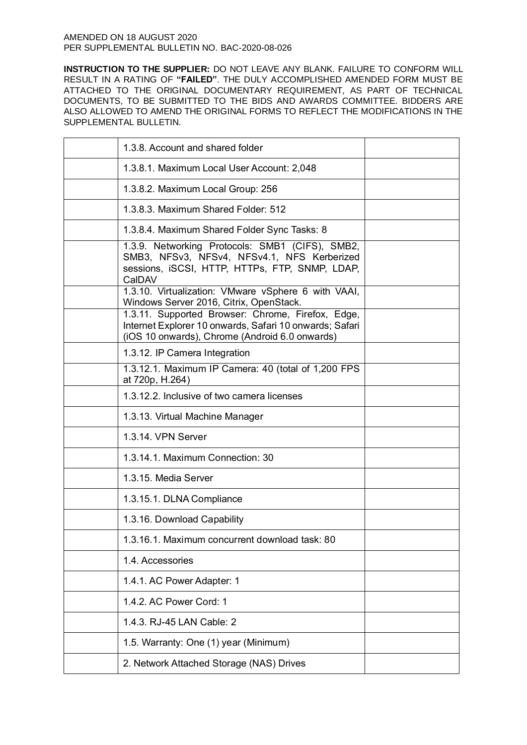AMENDED ON 18 AUGUST 2020
PER SUPPLEMENTAL BULLETIN NO. BAC-2020-08-026

**INSTRUCTION TO THE SUPPLIER:** DO NOT LEAVE ANY BLANK. FAILURE TO CONFORM WILL RESULT IN A RATING OF **"FAILED"**. THE DULY ACCOMPLISHED AMENDED FORM MUST BE ATTACHED TO THE ORIGINAL DOCUMENTARY REQUIREMENT, AS PART OF TECHNICAL DOCUMENTS, TO BE SUBMITTED TO THE BIDS AND AWARDS COMMITTEE. BIDDERS ARE ALSO ALLOWED TO AMEND THE ORIGINAL FORMS TO REFLECT THE MODIFICATIONS IN THE SUPPLEMENTAL BULLETIN.

| | | |
|---|---|---|
| | 1.3.8. Account and shared folder | |
| | 1.3.8.1. Maximum Local User Account: 2,048 | |
| | 1.3.8.2. Maximum Local Group: 256 | |
| | 1.3.8.3. Maximum Shared Folder: 512 | |
| | 1.3.8.4. Maximum Shared Folder Sync Tasks: 8 | |
| | 1.3.9. Networking Protocols: SMB1 (CIFS), SMB2, SMB3, NFSv3, NFSv4, NFSv4.1, NFS Kerberized sessions, iSCSI, HTTP, HTTPs, FTP, SNMP, LDAP, CalDAV | |
| | 1.3.10. Virtualization: VMware vSphere 6 with VAAI, Windows Server 2016, Citrix, OpenStack. | |
| | 1.3.11. Supported Browser: Chrome, Firefox, Edge, Internet Explorer 10 onwards, Safari 10 onwards; Safari (iOS 10 onwards), Chrome (Android 6.0 onwards) | |
| | 1.3.12. IP Camera Integration | |
| | 1.3.12.1. Maximum IP Camera: 40 (total of 1,200 FPS at 720p, H.264) | |
| | 1.3.12.2. Inclusive of two camera licenses | |
| | 1.3.13. Virtual Machine Manager | |
| | 1.3.14. VPN Server | |
| | 1.3.14.1. Maximum Connection: 30 | |
| | 1.3.15. Media Server | |
| | 1.3.15.1. DLNA Compliance | |
| | 1.3.16. Download Capability | |
| | 1.3.16.1. Maximum concurrent download task: 80 | |
| | 1.4. Accessories | |
| | 1.4.1. AC Power Adapter: 1 | |
| | 1.4.2. AC Power Cord: 1 | |
| | 1.4.3. RJ-45 LAN Cable: 2 | |
| | 1.5. Warranty: One (1) year (Minimum) | |
| | 2. Network Attached Storage (NAS) Drives | |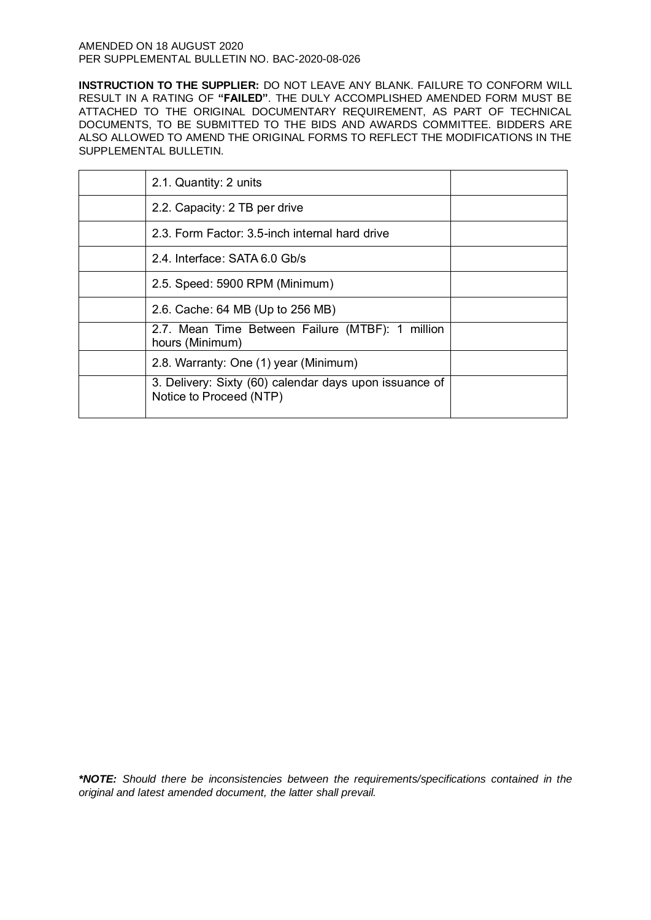AMENDED ON 18 AUGUST 2020
PER SUPPLEMENTAL BULLETIN NO. BAC-2020-08-026

**INSTRUCTION TO THE SUPPLIER:** DO NOT LEAVE ANY BLANK. FAILURE TO CONFORM WILL RESULT IN A RATING OF **"FAILED"**. THE DULY ACCOMPLISHED AMENDED FORM MUST BE ATTACHED TO THE ORIGINAL DOCUMENTARY REQUIREMENT, AS PART OF TECHNICAL DOCUMENTS, TO BE SUBMITTED TO THE BIDS AND AWARDS COMMITTEE. BIDDERS ARE ALSO ALLOWED TO AMEND THE ORIGINAL FORMS TO REFLECT THE MODIFICATIONS IN THE SUPPLEMENTAL BULLETIN.

| | | |
|---|---|---|
| | 2.1. Quantity: 2 units | |
| | 2.2. Capacity: 2 TB per drive | |
| | 2.3. Form Factor: 3.5-inch internal hard drive | |
| | 2.4. Interface: SATA 6.0 Gb/s | |
| | 2.5. Speed: 5900 RPM (Minimum) | |
| | 2.6. Cache: 64 MB (Up to 256 MB) | |
| | 2.7. Mean Time Between Failure (MTBF): 1 million hours (Minimum) | |
| | 2.8. Warranty: One (1) year (Minimum) | |
| | 3. Delivery: Sixty (60) calendar days upon issuance of Notice to Proceed (NTP) | |

***NOTE:** *Should there be inconsistencies between the requirements/specifications contained in the original and latest amended document, the latter shall prevail.*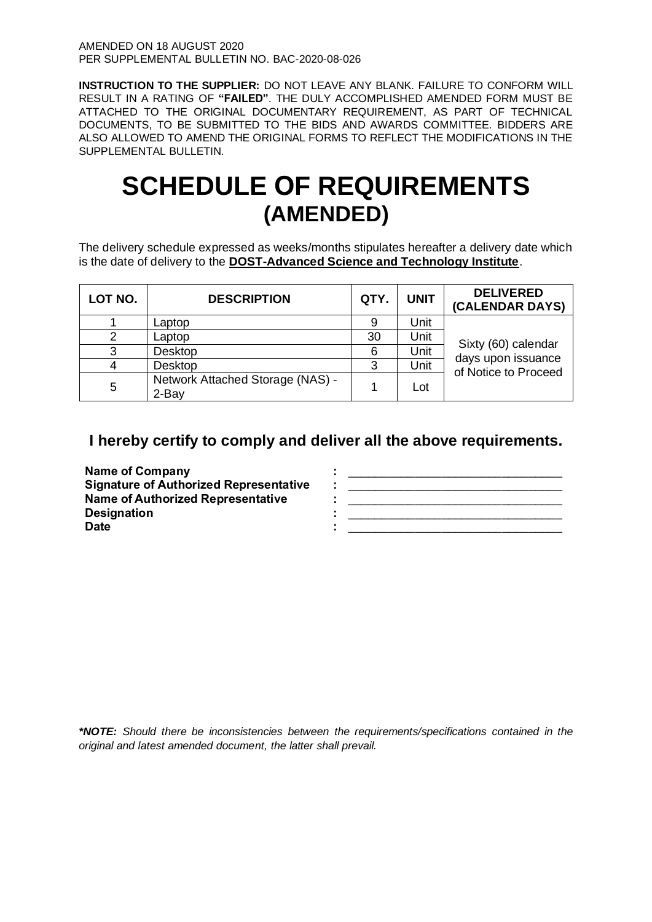AMENDED ON 18 AUGUST 2020
PER SUPPLEMENTAL BULLETIN NO. BAC-2020-08-026

**INSTRUCTION TO THE SUPPLIER:** DO NOT LEAVE ANY BLANK. FAILURE TO CONFORM WILL RESULT IN A RATING OF **"FAILED"**. THE DULY ACCOMPLISHED AMENDED FORM MUST BE ATTACHED TO THE ORIGINAL DOCUMENTARY REQUIREMENT, AS PART OF TECHNICAL DOCUMENTS, TO BE SUBMITTED TO THE BIDS AND AWARDS COMMITTEE. BIDDERS ARE ALSO ALLOWED TO AMEND THE ORIGINAL FORMS TO REFLECT THE MODIFICATIONS IN THE SUPPLEMENTAL BULLETIN.

# SCHEDULE OF REQUIREMENTS
## (AMENDED)

The delivery schedule expressed as weeks/months stipulates hereafter a delivery date which is the date of delivery to the **DOST-Advanced Science and Technology Institute**.

| LOT NO. | DESCRIPTION | QTY. | UNIT | DELIVERED (CALENDAR DAYS) |
|---|---|---|---|---|
| 1 | Laptop | 9 | Unit | Sixty (60) calendar days upon issuance of Notice to Proceed |
| 2 | Laptop | 30 | Unit | |
| 3 | Desktop | 6 | Unit | |
| 4 | Desktop | 3 | Unit | |
| 5 | Network Attached Storage (NAS) - 2-Bay | 1 | Lot | |

### I hereby certify to comply and deliver all the above requirements.

**Name of Company** : ______________________________
**Signature of Authorized Representative** : ______________________________
**Name of Authorized Representative** : ______________________________
**Designation** : ______________________________
**Date** : ______________________________

***NOTE:** *Should there be inconsistencies between the requirements/specifications contained in the original and latest amended document, the latter shall prevail.*